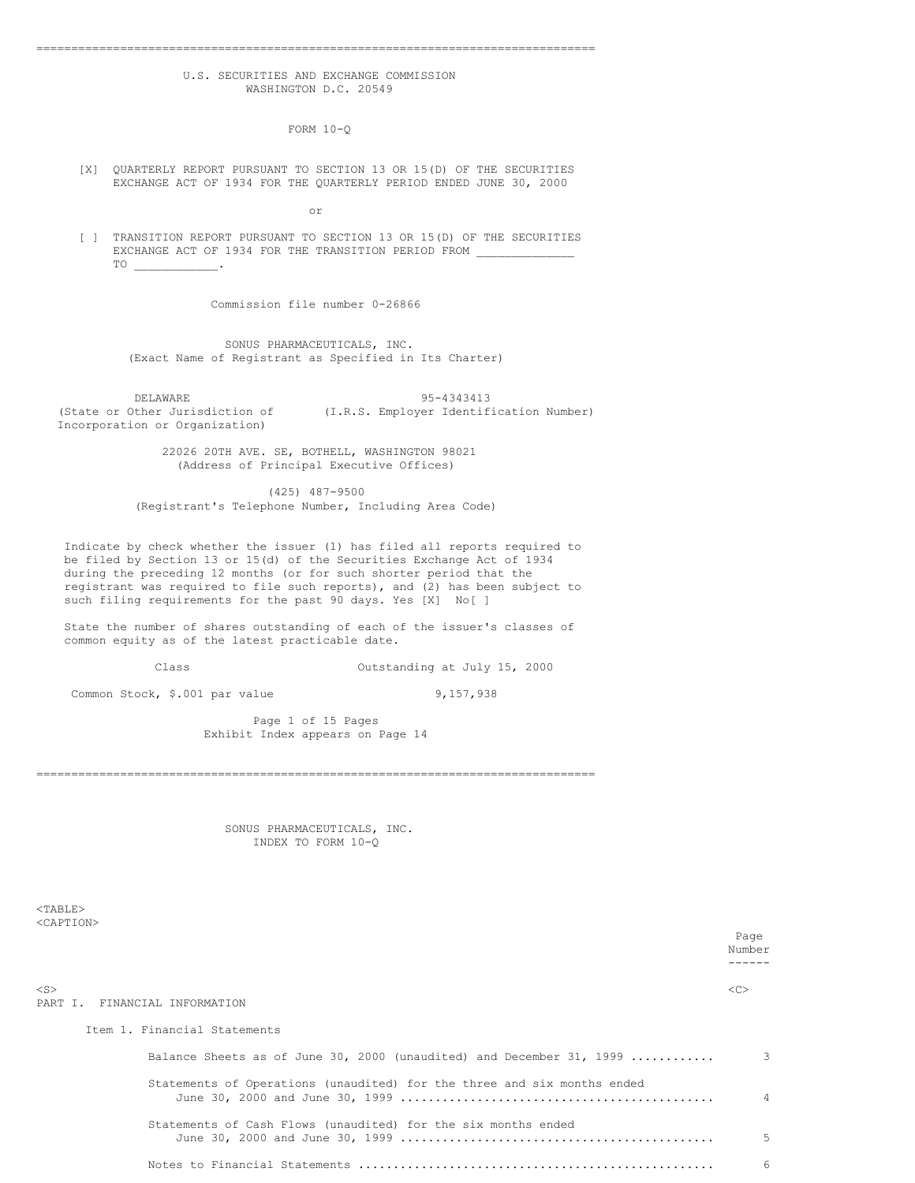U.S. SECURITIES AND EXCHANGE COMMISSION
WASHINGTON D.C. 20549

FORM 10-Q

[X] QUARTERLY REPORT PURSUANT TO SECTION 13 OR 15(D) OF THE SECURITIES EXCHANGE ACT OF 1934 FOR THE QUARTERLY PERIOD ENDED JUNE 30, 2000

or

[ ] TRANSITION REPORT PURSUANT TO SECTION 13 OR 15(D) OF THE SECURITIES EXCHANGE ACT OF 1934 FOR THE TRANSITION PERIOD FROM _____________ TO ___________.

Commission file number 0-26866

SONUS PHARMACEUTICALS, INC.
(Exact Name of Registrant as Specified in Its Charter)

| DELAWARE | 95-4343413 |
|---|---|
| (State or Other Jurisdiction of Incorporation or Organization) | (I.R.S. Employer Identification Number) |

22026 20TH AVE. SE, BOTHELL, WASHINGTON 98021
(Address of Principal Executive Offices)

(425) 487-9500
(Registrant's Telephone Number, Including Area Code)

Indicate by check whether the issuer (1) has filed all reports required to be filed by Section 13 or 15(d) of the Securities Exchange Act of 1934 during the preceding 12 months (or for such shorter period that the registrant was required to file such reports), and (2) has been subject to such filing requirements for the past 90 days. Yes [X] No[ ]

State the number of shares outstanding of each of the issuer's classes of common equity as of the latest practicable date.

| Class | Outstanding at July 15, 2000 |
|---|---|
| Common Stock, $.001 par value | 9,157,938 |

Page 1 of 15 Pages
Exhibit Index appears on Page 14

SONUS PHARMACEUTICALS, INC.
INDEX TO FORM 10-Q

| | Page Number |
|---|---|
| PART I. FINANCIAL INFORMATION | |
| Item 1. Financial Statements | |
| Balance Sheets as of June 30, 2000 (unaudited) and December 31, 1999 | 3 |
| Statements of Operations (unaudited) for the three and six months ended June 30, 2000 and June 30, 1999 | 4 |
| Statements of Cash Flows (unaudited) for the six months ended June 30, 2000 and June 30, 1999 | 5 |
| Notes to Financial Statements | 6 |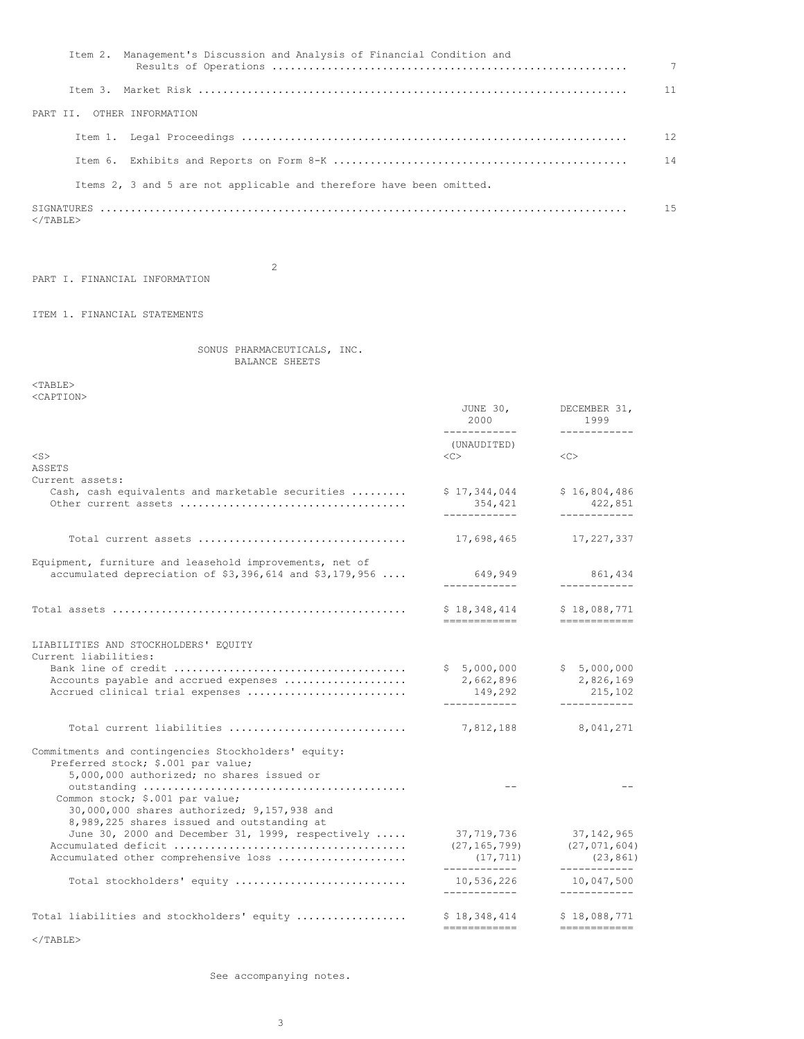| | |
|---|---|
| Item 2. Management's Discussion and Analysis of Financial Condition and Results of Operations | 7 |
| Item 3. Market Risk | 11 |
| PART II. OTHER INFORMATION | |
| Item 1. Legal Proceedings | 12 |
| Item 6. Exhibits and Reports on Form 8-K | 14 |
| Items 2, 3 and 5 are not applicable and therefore have been omitted. | |
| SIGNATURES | 15 |

# PART I. FINANCIAL INFORMATION

## ITEM 1. FINANCIAL STATEMENTS

### SONUS PHARMACEUTICALS, INC.
### BALANCE SHEETS

| | JUNE 30, 2000 | DECEMBER 31, 1999 |
|---|---|---|
| | (UNAUDITED) | |
| **ASSETS** | | |
| Current assets: | | |
| Cash, cash equivalents and marketable securities | $ 17,344,044 | $ 16,804,486 |
| Other current assets | 354,421 | 422,851 |
| Total current assets | 17,698,465 | 17,227,337 |
| Equipment, furniture and leasehold improvements, net of accumulated depreciation of $3,396,614 and $3,179,956 | 649,949 | 861,434 |
| Total assets | $ 18,348,414 | $ 18,088,771 |
| **LIABILITIES AND STOCKHOLDERS' EQUITY** | | |
| Current liabilities: | | |
| Bank line of credit | $ 5,000,000 | $ 5,000,000 |
| Accounts payable and accrued expenses | 2,662,896 | 2,826,169 |
| Accrued clinical trial expenses | 149,292 | 215,102 |
| Total current liabilities | 7,812,188 | 8,041,271 |
| Commitments and contingencies Stockholders' equity: | | |
| Preferred stock; $.001 par value; 5,000,000 authorized; no shares issued or outstanding | -- | -- |
| Common stock; $.001 par value; 30,000,000 shares authorized; 9,157,938 and 8,989,225 shares issued and outstanding at June 30, 2000 and December 31, 1999, respectively | 37,719,736 | 37,142,965 |
| Accumulated deficit | (27,165,799) | (27,071,604) |
| Accumulated other comprehensive loss | (17,711) | (23,861) |
| Total stockholders' equity | 10,536,226 | 10,047,500 |
| Total liabilities and stockholders' equity | $ 18,348,414 | $ 18,088,771 |

See accompanying notes.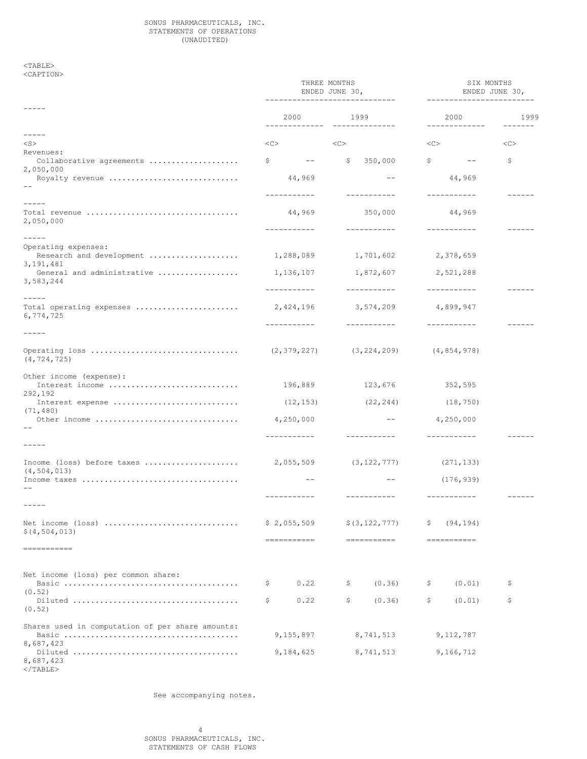SONUS PHARMACEUTICALS, INC.
STATEMENTS OF OPERATIONS
(UNAUDITED)

| | THREE MONTHS ENDED JUNE 30, | | SIX MONTHS ENDED JUNE 30, | |
|---|---|---|---|---|
| | 2000 | 1999 | 2000 | 1999 |
| Revenues: | | | | |
| Collaborative agreements | $ -- | $ 350,000 | $ -- | $ 2,050,000 |
| Royalty revenue | 44,969 | -- | 44,969 | -- |
| Total revenue | 44,969 | 350,000 | 44,969 | 2,050,000 |
| Operating expenses: | | | | |
| Research and development | 1,288,089 | 1,701,602 | 2,378,659 | 3,191,481 |
| General and administrative | 1,136,107 | 1,872,607 | 2,521,288 | 3,583,244 |
| Total operating expenses | 2,424,196 | 3,574,209 | 4,899,947 | 6,774,725 |
| Operating loss | (2,379,227) | (3,224,209) | (4,854,978) | (4,724,725) |
| Other income (expense): | | | | |
| Interest income | 196,889 | 123,676 | 352,595 | 292,192 |
| Interest expense | (12,153) | (22,244) | (18,750) | (71,480) |
| Other income | 4,250,000 | -- | 4,250,000 | -- |
| Income (loss) before taxes | 2,055,509 | (3,122,777) | (271,133) | (4,504,013) |
| Income taxes | -- | -- | (176,939) | -- |
| Net income (loss) | $ 2,055,509 | $(3,122,777) | $ (94,194) | $(4,504,013) |
| Net income (loss) per common share: | | | | |
| Basic | $ 0.22 | $ (0.36) | $ (0.01) | $ (0.52) |
| Diluted | $ 0.22 | $ (0.36) | $ (0.01) | $ (0.52) |
| Shares used in computation of per share amounts: | | | | |
| Basic | 9,155,897 | 8,741,513 | 9,112,787 | 8,687,423 |
| Diluted | 9,184,625 | 8,741,513 | 9,166,712 | 8,687,423 |

See accompanying notes.

SONUS PHARMACEUTICALS, INC.
STATEMENTS OF CASH FLOWS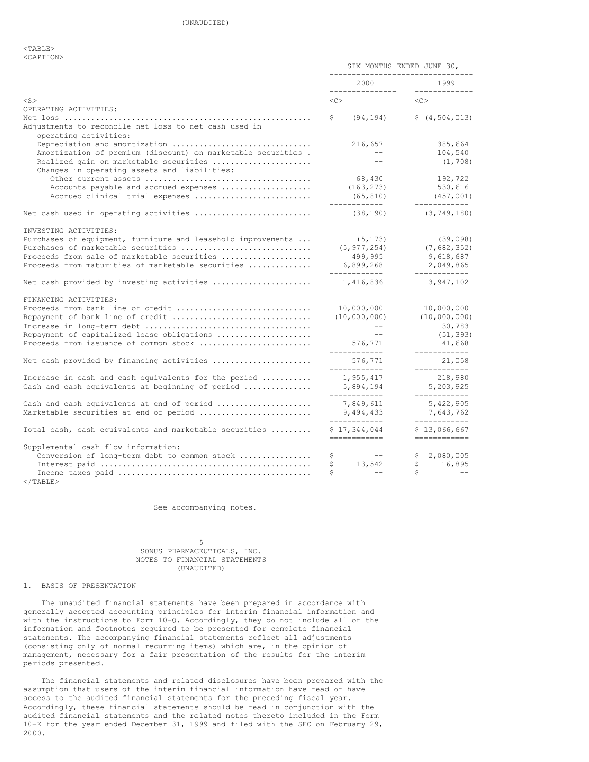(UNAUDITED)

| | SIX MONTHS ENDED JUNE 30, | |
|---|---|---|
| | 2000 | 1999 |
| OPERATING ACTIVITIES: | | |
| Net loss | $ (94,194) | $ (4,504,013) |
| Adjustments to reconcile net loss to net cash used in operating activities: | | |
| Depreciation and amortization | 216,657 | 385,664 |
| Amortization of premium (discount) on marketable securities | -- | 104,540 |
| Realized gain on marketable securities | -- | (1,708) |
| Changes in operating assets and liabilities: | | |
| Other current assets | 68,430 | 192,722 |
| Accounts payable and accrued expenses | (163,273) | 530,616 |
| Accrued clinical trial expenses | (65,810) | (457,001) |
| Net cash used in operating activities | (38,190) | (3,749,180) |
| INVESTING ACTIVITIES: | | |
| Purchases of equipment, furniture and leasehold improvements | (5,173) | (39,098) |
| Purchases of marketable securities | (5,977,254) | (7,682,352) |
| Proceeds from sale of marketable securities | 499,995 | 9,618,687 |
| Proceeds from maturities of marketable securities | 6,899,268 | 2,049,865 |
| Net cash provided by investing activities | 1,416,836 | 3,947,102 |
| FINANCING ACTIVITIES: | | |
| Proceeds from bank line of credit | 10,000,000 | 10,000,000 |
| Repayment of bank line of credit | (10,000,000) | (10,000,000) |
| Increase in long-term debt | -- | 30,783 |
| Repayment of capitalized lease obligations | -- | (51,393) |
| Proceeds from issuance of common stock | 576,771 | 41,668 |
| Net cash provided by financing activities | 576,771 | 21,058 |
| Increase in cash and cash equivalents for the period | 1,955,417 | 218,980 |
| Cash and cash equivalents at beginning of period | 5,894,194 | 5,203,925 |
| Cash and cash equivalents at end of period | 7,849,611 | 5,422,905 |
| Marketable securities at end of period | 9,494,433 | 7,643,762 |
| Total cash, cash equivalents and marketable securities | $ 17,344,044 | $ 13,066,667 |
| Supplemental cash flow information: | | |
| Conversion of long-term debt to common stock | $ -- | $ 2,080,005 |
| Interest paid | $ 13,542 | $ 16,895 |
| Income taxes paid | $ -- | $ -- |

See accompanying notes.

SONUS PHARMACEUTICALS, INC.
NOTES TO FINANCIAL STATEMENTS
(UNAUDITED)

1. BASIS OF PRESENTATION

The unaudited financial statements have been prepared in accordance with generally accepted accounting principles for interim financial information and with the instructions to Form 10-Q. Accordingly, they do not include all of the information and footnotes required to be presented for complete financial statements. The accompanying financial statements reflect all adjustments (consisting only of normal recurring items) which are, in the opinion of management, necessary for a fair presentation of the results for the interim periods presented.

The financial statements and related disclosures have been prepared with the assumption that users of the interim financial information have read or have access to the audited financial statements for the preceding fiscal year. Accordingly, these financial statements should be read in conjunction with the audited financial statements and the related notes thereto included in the Form 10-K for the year ended December 31, 1999 and filed with the SEC on February 29, 2000.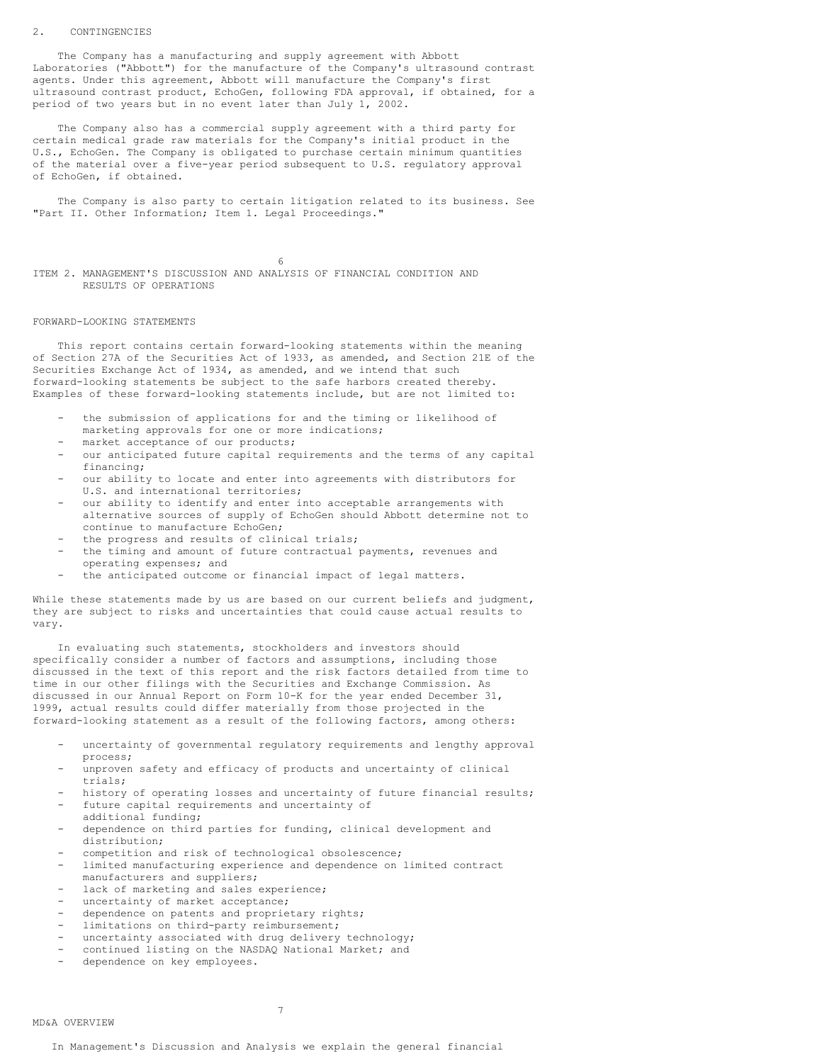## 2. CONTINGENCIES

The Company has a manufacturing and supply agreement with Abbott Laboratories ("Abbott") for the manufacture of the Company's ultrasound contrast agents. Under this agreement, Abbott will manufacture the Company's first ultrasound contrast product, EchoGen, following FDA approval, if obtained, for a period of two years but in no event later than July 1, 2002.

The Company also has a commercial supply agreement with a third party for certain medical grade raw materials for the Company's initial product in the U.S., EchoGen. The Company is obligated to purchase certain minimum quantities of the material over a five-year period subsequent to U.S. regulatory approval of EchoGen, if obtained.

The Company is also party to certain litigation related to its business. See "Part II. Other Information; Item 1. Legal Proceedings."

# ITEM 2. MANAGEMENT'S DISCUSSION AND ANALYSIS OF FINANCIAL CONDITION AND RESULTS OF OPERATIONS

## FORWARD-LOOKING STATEMENTS

This report contains certain forward-looking statements within the meaning of Section 27A of the Securities Act of 1933, as amended, and Section 21E of the Securities Exchange Act of 1934, as amended, and we intend that such forward-looking statements be subject to the safe harbors created thereby. Examples of these forward-looking statements include, but are not limited to:

- the submission of applications for and the timing or likelihood of marketing approvals for one or more indications;
- market acceptance of our products;
- our anticipated future capital requirements and the terms of any capital financing;
- our ability to locate and enter into agreements with distributors for U.S. and international territories;
- our ability to identify and enter into acceptable arrangements with alternative sources of supply of EchoGen should Abbott determine not to continue to manufacture EchoGen;
- the progress and results of clinical trials;
- the timing and amount of future contractual payments, revenues and operating expenses; and
- the anticipated outcome or financial impact of legal matters.

While these statements made by us are based on our current beliefs and judgment, they are subject to risks and uncertainties that could cause actual results to vary.

In evaluating such statements, stockholders and investors should specifically consider a number of factors and assumptions, including those discussed in the text of this report and the risk factors detailed from time to time in our other filings with the Securities and Exchange Commission. As discussed in our Annual Report on Form 10-K for the year ended December 31, 1999, actual results could differ materially from those projected in the forward-looking statement as a result of the following factors, among others:

- uncertainty of governmental regulatory requirements and lengthy approval process;
- unproven safety and efficacy of products and uncertainty of clinical trials;
- history of operating losses and uncertainty of future financial results;
- future capital requirements and uncertainty of additional funding;
- dependence on third parties for funding, clinical development and distribution;
- competition and risk of technological obsolescence;
- limited manufacturing experience and dependence on limited contract manufacturers and suppliers;
- lack of marketing and sales experience;
- uncertainty of market acceptance;
- dependence on patents and proprietary rights;
- limitations on third-party reimbursement;
- uncertainty associated with drug delivery technology;
- continued listing on the NASDAQ National Market; and
- dependence on key employees.

## MD&A OVERVIEW

In Management's Discussion and Analysis we explain the general financial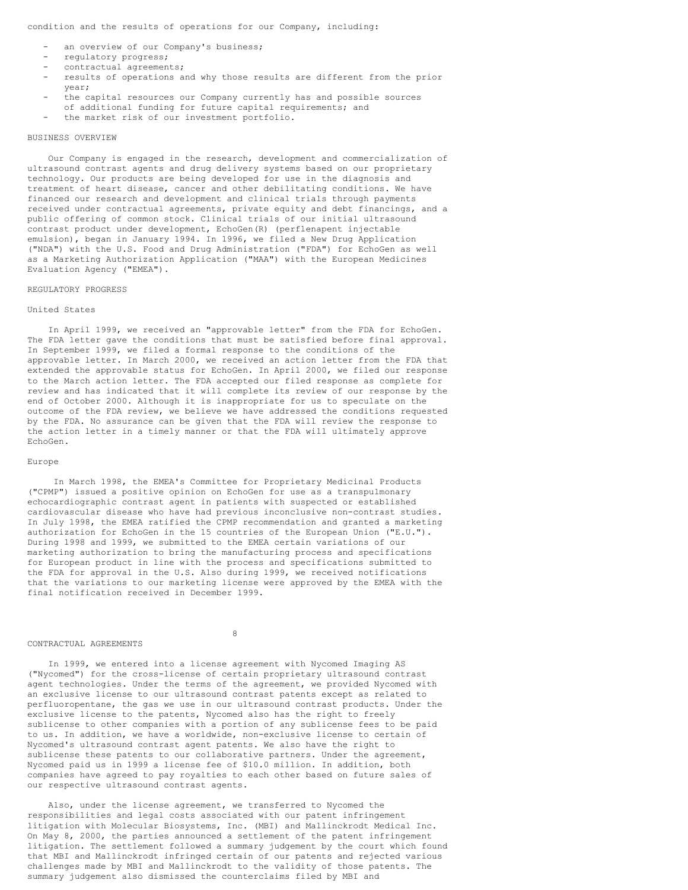condition and the results of operations for our Company, including:

- an overview of our Company's business;
- regulatory progress;
- contractual agreements;
- results of operations and why those results are different from the prior year;
- the capital resources our Company currently has and possible sources of additional funding for future capital requirements; and
- the market risk of our investment portfolio.

## BUSINESS OVERVIEW

Our Company is engaged in the research, development and commercialization of ultrasound contrast agents and drug delivery systems based on our proprietary technology. Our products are being developed for use in the diagnosis and treatment of heart disease, cancer and other debilitating conditions. We have financed our research and development and clinical trials through payments received under contractual agreements, private equity and debt financings, and a public offering of common stock. Clinical trials of our initial ultrasound contrast product under development, EchoGen(R) (perflenapent injectable emulsion), began in January 1994. In 1996, we filed a New Drug Application ("NDA") with the U.S. Food and Drug Administration ("FDA") for EchoGen as well as a Marketing Authorization Application ("MAA") with the European Medicines Evaluation Agency ("EMEA").

## REGULATORY PROGRESS

### United States

In April 1999, we received an "approvable letter" from the FDA for EchoGen. The FDA letter gave the conditions that must be satisfied before final approval. In September 1999, we filed a formal response to the conditions of the approvable letter. In March 2000, we received an action letter from the FDA that extended the approvable status for EchoGen. In April 2000, we filed our response to the March action letter. The FDA accepted our filed response as complete for review and has indicated that it will complete its review of our response by the end of October 2000. Although it is inappropriate for us to speculate on the outcome of the FDA review, we believe we have addressed the conditions requested by the FDA. No assurance can be given that the FDA will review the response to the action letter in a timely manner or that the FDA will ultimately approve EchoGen.

### Europe

In March 1998, the EMEA's Committee for Proprietary Medicinal Products ("CPMP") issued a positive opinion on EchoGen for use as a transpulmonary echocardiographic contrast agent in patients with suspected or established cardiovascular disease who have had previous inconclusive non-contrast studies. In July 1998, the EMEA ratified the CPMP recommendation and granted a marketing authorization for EchoGen in the 15 countries of the European Union ("E.U."). During 1998 and 1999, we submitted to the EMEA certain variations of our marketing authorization to bring the manufacturing process and specifications for European product in line with the process and specifications submitted to the FDA for approval in the U.S. Also during 1999, we received notifications that the variations to our marketing license were approved by the EMEA with the final notification received in December 1999.

## CONTRACTUAL AGREEMENTS

In 1999, we entered into a license agreement with Nycomed Imaging AS ("Nycomed") for the cross-license of certain proprietary ultrasound contrast agent technologies. Under the terms of the agreement, we provided Nycomed with an exclusive license to our ultrasound contrast patents except as related to perfluoropentane, the gas we use in our ultrasound contrast products. Under the exclusive license to the patents, Nycomed also has the right to freely sublicense to other companies with a portion of any sublicense fees to be paid to us. In addition, we have a worldwide, non-exclusive license to certain of Nycomed's ultrasound contrast agent patents. We also have the right to sublicense these patents to our collaborative partners. Under the agreement, Nycomed paid us in 1999 a license fee of $10.0 million. In addition, both companies have agreed to pay royalties to each other based on future sales of our respective ultrasound contrast agents.

Also, under the license agreement, we transferred to Nycomed the responsibilities and legal costs associated with our patent infringement litigation with Molecular Biosystems, Inc. (MBI) and Mallinckrodt Medical Inc. On May 8, 2000, the parties announced a settlement of the patent infringement litigation. The settlement followed a summary judgement by the court which found that MBI and Mallinckrodt infringed certain of our patents and rejected various challenges made by MBI and Mallinckrodt to the validity of those patents. The summary judgement also dismissed the counterclaims filed by MBI and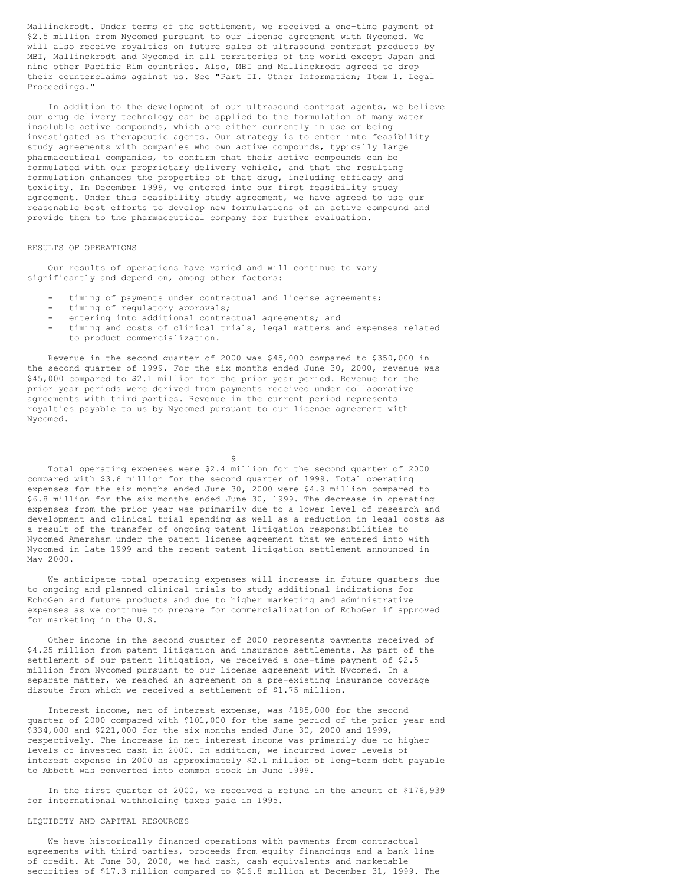Mallinckrodt. Under terms of the settlement, we received a one-time payment of $2.5 million from Nycomed pursuant to our license agreement with Nycomed. We will also receive royalties on future sales of ultrasound contrast products by MBI, Mallinckrodt and Nycomed in all territories of the world except Japan and nine other Pacific Rim countries. Also, MBI and Mallinckrodt agreed to drop their counterclaims against us. See "Part II. Other Information; Item 1. Legal Proceedings."

In addition to the development of our ultrasound contrast agents, we believe our drug delivery technology can be applied to the formulation of many water insoluble active compounds, which are either currently in use or being investigated as therapeutic agents. Our strategy is to enter into feasibility study agreements with companies who own active compounds, typically large pharmaceutical companies, to confirm that their active compounds can be formulated with our proprietary delivery vehicle, and that the resulting formulation enhances the properties of that drug, including efficacy and toxicity. In December 1999, we entered into our first feasibility study agreement. Under this feasibility study agreement, we have agreed to use our reasonable best efforts to develop new formulations of an active compound and provide them to the pharmaceutical company for further evaluation.

## RESULTS OF OPERATIONS

Our results of operations have varied and will continue to vary significantly and depend on, among other factors:

- timing of payments under contractual and license agreements;
- timing of regulatory approvals;
- entering into additional contractual agreements; and
- timing and costs of clinical trials, legal matters and expenses related to product commercialization.

Revenue in the second quarter of 2000 was $45,000 compared to $350,000 in the second quarter of 1999. For the six months ended June 30, 2000, revenue was $45,000 compared to $2.1 million for the prior year period. Revenue for the prior year periods were derived from payments received under collaborative agreements with third parties. Revenue in the current period represents royalties payable to us by Nycomed pursuant to our license agreement with Nycomed.

Total operating expenses were $2.4 million for the second quarter of 2000 compared with $3.6 million for the second quarter of 1999. Total operating expenses for the six months ended June 30, 2000 were $4.9 million compared to $6.8 million for the six months ended June 30, 1999. The decrease in operating expenses from the prior year was primarily due to a lower level of research and development and clinical trial spending as well as a reduction in legal costs as a result of the transfer of ongoing patent litigation responsibilities to Nycomed Amersham under the patent license agreement that we entered into with Nycomed in late 1999 and the recent patent litigation settlement announced in May 2000.

We anticipate total operating expenses will increase in future quarters due to ongoing and planned clinical trials to study additional indications for EchoGen and future products and due to higher marketing and administrative expenses as we continue to prepare for commercialization of EchoGen if approved for marketing in the U.S.

Other income in the second quarter of 2000 represents payments received of $4.25 million from patent litigation and insurance settlements. As part of the settlement of our patent litigation, we received a one-time payment of $2.5 million from Nycomed pursuant to our license agreement with Nycomed. In a separate matter, we reached an agreement on a pre-existing insurance coverage dispute from which we received a settlement of $1.75 million.

Interest income, net of interest expense, was $185,000 for the second quarter of 2000 compared with $101,000 for the same period of the prior year and $334,000 and $221,000 for the six months ended June 30, 2000 and 1999, respectively. The increase in net interest income was primarily due to higher levels of invested cash in 2000. In addition, we incurred lower levels of interest expense in 2000 as approximately $2.1 million of long-term debt payable to Abbott was converted into common stock in June 1999.

In the first quarter of 2000, we received a refund in the amount of $176,939 for international withholding taxes paid in 1995.

## LIQUIDITY AND CAPITAL RESOURCES

We have historically financed operations with payments from contractual agreements with third parties, proceeds from equity financings and a bank line of credit. At June 30, 2000, we had cash, cash equivalents and marketable securities of $17.3 million compared to $16.8 million at December 31, 1999. The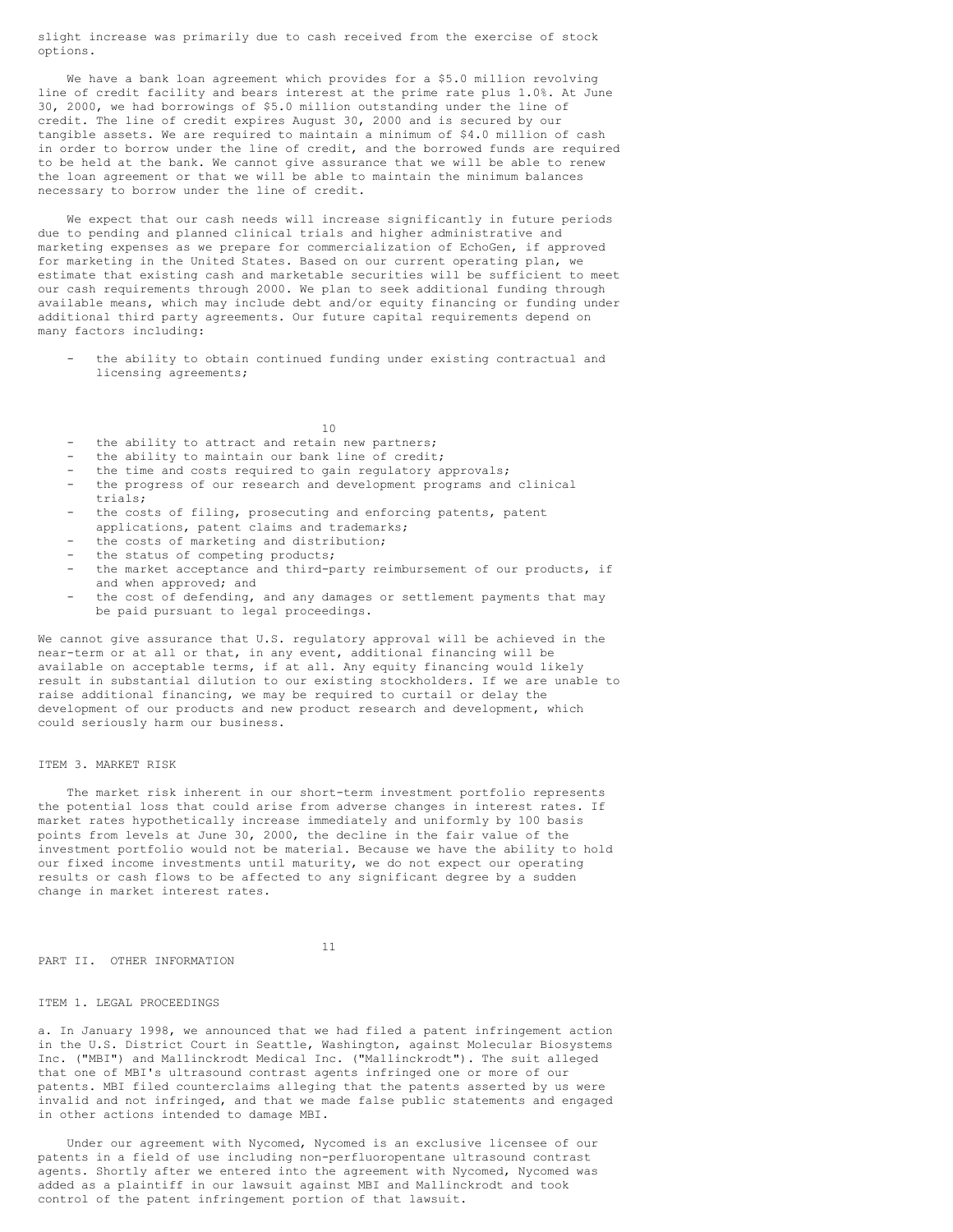slight increase was primarily due to cash received from the exercise of stock options.

We have a bank loan agreement which provides for a $5.0 million revolving line of credit facility and bears interest at the prime rate plus 1.0%. At June 30, 2000, we had borrowings of $5.0 million outstanding under the line of credit. The line of credit expires August 30, 2000 and is secured by our tangible assets. We are required to maintain a minimum of $4.0 million of cash in order to borrow under the line of credit, and the borrowed funds are required to be held at the bank. We cannot give assurance that we will be able to renew the loan agreement or that we will be able to maintain the minimum balances necessary to borrow under the line of credit.

We expect that our cash needs will increase significantly in future periods due to pending and planned clinical trials and higher administrative and marketing expenses as we prepare for commercialization of EchoGen, if approved for marketing in the United States. Based on our current operating plan, we estimate that existing cash and marketable securities will be sufficient to meet our cash requirements through 2000. We plan to seek additional funding through available means, which may include debt and/or equity financing or funding under additional third party agreements. Our future capital requirements depend on many factors including:

- the ability to obtain continued funding under existing contractual and licensing agreements;
- the ability to attract and retain new partners;
- the ability to maintain our bank line of credit;
- the time and costs required to gain regulatory approvals;
- the progress of our research and development programs and clinical trials;
- the costs of filing, prosecuting and enforcing patents, patent applications, patent claims and trademarks;
- the costs of marketing and distribution;
- the status of competing products;
- the market acceptance and third-party reimbursement of our products, if and when approved; and
- the cost of defending, and any damages or settlement payments that may be paid pursuant to legal proceedings.

We cannot give assurance that U.S. regulatory approval will be achieved in the near-term or at all or that, in any event, additional financing will be available on acceptable terms, if at all. Any equity financing would likely result in substantial dilution to our existing stockholders. If we are unable to raise additional financing, we may be required to curtail or delay the development of our products and new product research and development, which could seriously harm our business.

## ITEM 3. MARKET RISK

The market risk inherent in our short-term investment portfolio represents the potential loss that could arise from adverse changes in interest rates. If market rates hypothetically increase immediately and uniformly by 100 basis points from levels at June 30, 2000, the decline in the fair value of the investment portfolio would not be material. Because we have the ability to hold our fixed income investments until maturity, we do not expect our operating results or cash flows to be affected to any significant degree by a sudden change in market interest rates.

# PART II. OTHER INFORMATION

## ITEM 1. LEGAL PROCEEDINGS

a. In January 1998, we announced that we had filed a patent infringement action in the U.S. District Court in Seattle, Washington, against Molecular Biosystems Inc. ("MBI") and Mallinckrodt Medical Inc. ("Mallinckrodt"). The suit alleged that one of MBI's ultrasound contrast agents infringed one or more of our patents. MBI filed counterclaims alleging that the patents asserted by us were invalid and not infringed, and that we made false public statements and engaged in other actions intended to damage MBI.

Under our agreement with Nycomed, Nycomed is an exclusive licensee of our patents in a field of use including non-perfluoropentane ultrasound contrast agents. Shortly after we entered into the agreement with Nycomed, Nycomed was added as a plaintiff in our lawsuit against MBI and Mallinckrodt and took control of the patent infringement portion of that lawsuit.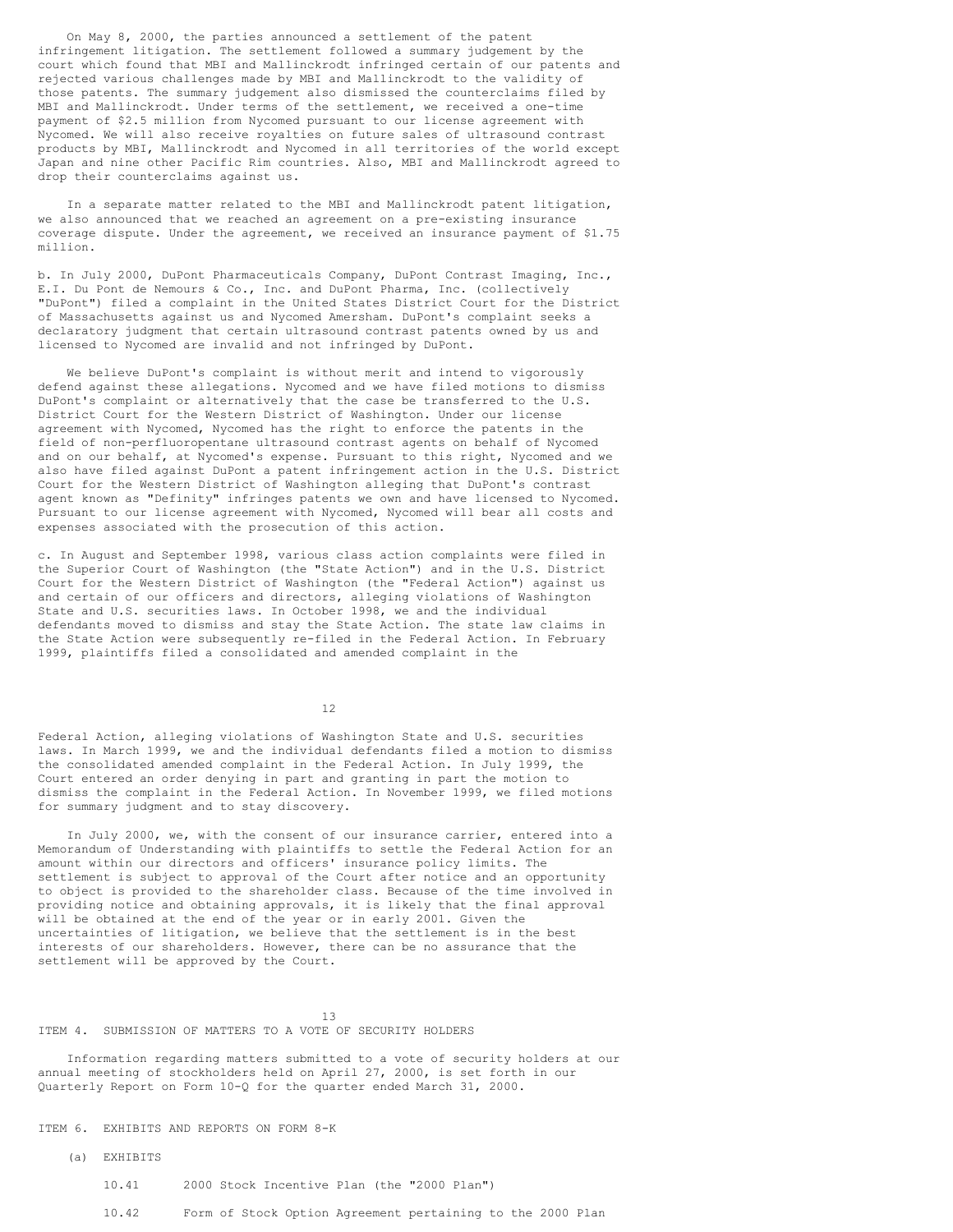On May 8, 2000, the parties announced a settlement of the patent infringement litigation. The settlement followed a summary judgement by the court which found that MBI and Mallinckrodt infringed certain of our patents and rejected various challenges made by MBI and Mallinckrodt to the validity of those patents. The summary judgement also dismissed the counterclaims filed by MBI and Mallinckrodt. Under terms of the settlement, we received a one-time payment of $2.5 million from Nycomed pursuant to our license agreement with Nycomed. We will also receive royalties on future sales of ultrasound contrast products by MBI, Mallinckrodt and Nycomed in all territories of the world except Japan and nine other Pacific Rim countries. Also, MBI and Mallinckrodt agreed to drop their counterclaims against us.

In a separate matter related to the MBI and Mallinckrodt patent litigation, we also announced that we reached an agreement on a pre-existing insurance coverage dispute. Under the agreement, we received an insurance payment of $1.75 million.

b. In July 2000, DuPont Pharmaceuticals Company, DuPont Contrast Imaging, Inc., E.I. Du Pont de Nemours & Co., Inc. and DuPont Pharma, Inc. (collectively "DuPont") filed a complaint in the United States District Court for the District of Massachusetts against us and Nycomed Amersham. DuPont's complaint seeks a declaratory judgment that certain ultrasound contrast patents owned by us and licensed to Nycomed are invalid and not infringed by DuPont.

We believe DuPont's complaint is without merit and intend to vigorously defend against these allegations. Nycomed and we have filed motions to dismiss DuPont's complaint or alternatively that the case be transferred to the U.S. District Court for the Western District of Washington. Under our license agreement with Nycomed, Nycomed has the right to enforce the patents in the field of non-perfluoropentane ultrasound contrast agents on behalf of Nycomed and on our behalf, at Nycomed's expense. Pursuant to this right, Nycomed and we also have filed against DuPont a patent infringement action in the U.S. District Court for the Western District of Washington alleging that DuPont's contrast agent known as "Definity" infringes patents we own and have licensed to Nycomed. Pursuant to our license agreement with Nycomed, Nycomed will bear all costs and expenses associated with the prosecution of this action.

c. In August and September 1998, various class action complaints were filed in the Superior Court of Washington (the "State Action") and in the U.S. District Court for the Western District of Washington (the "Federal Action") against us and certain of our officers and directors, alleging violations of Washington State and U.S. securities laws. In October 1998, we and the individual defendants moved to dismiss and stay the State Action. The state law claims in the State Action were subsequently re-filed in the Federal Action. In February 1999, plaintiffs filed a consolidated and amended complaint in the Federal Action, alleging violations of Washington State and U.S. securities laws. In March 1999, we and the individual defendants filed a motion to dismiss the consolidated amended complaint in the Federal Action. In July 1999, the Court entered an order denying in part and granting in part the motion to dismiss the complaint in the Federal Action. In November 1999, we filed motions for summary judgment and to stay discovery.

In July 2000, we, with the consent of our insurance carrier, entered into a Memorandum of Understanding with plaintiffs to settle the Federal Action for an amount within our directors and officers' insurance policy limits. The settlement is subject to approval of the Court after notice and an opportunity to object is provided to the shareholder class. Because of the time involved in providing notice and obtaining approvals, it is likely that the final approval will be obtained at the end of the year or in early 2001. Given the uncertainties of litigation, we believe that the settlement is in the best interests of our shareholders. However, there can be no assurance that the settlement will be approved by the Court.

## ITEM 4. SUBMISSION OF MATTERS TO A VOTE OF SECURITY HOLDERS

Information regarding matters submitted to a vote of security holders at our annual meeting of stockholders held on April 27, 2000, is set forth in our Quarterly Report on Form 10-Q for the quarter ended March 31, 2000.

## ITEM 6. EXHIBITS AND REPORTS ON FORM 8-K

(a) EXHIBITS

10.41 2000 Stock Incentive Plan (the "2000 Plan")

10.42 Form of Stock Option Agreement pertaining to the 2000 Plan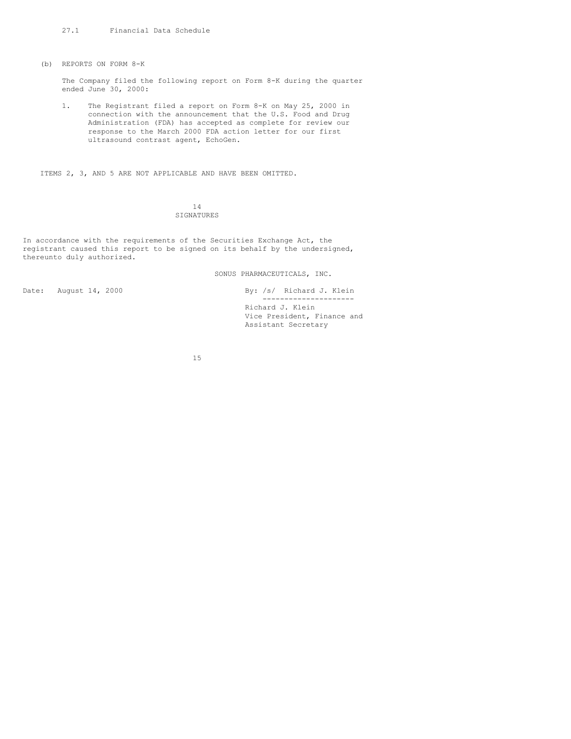27.1 Financial Data Schedule

(b) REPORTS ON FORM 8-K

The Company filed the following report on Form 8-K during the quarter ended June 30, 2000:

1. The Registrant filed a report on Form 8-K on May 25, 2000 in connection with the announcement that the U.S. Food and Drug Administration (FDA) has accepted as complete for review our response to the March 2000 FDA action letter for our first ultrasound contrast agent, EchoGen.

ITEMS 2, 3, AND 5 ARE NOT APPLICABLE AND HAVE BEEN OMITTED.

## SIGNATURES

In accordance with the requirements of the Securities Exchange Act, the registrant caused this report to be signed on its behalf by the undersigned, thereunto duly authorized.

SONUS PHARMACEUTICALS, INC.

Date: August 14, 2000

By: /s/ Richard J. Klein

Richard J. Klein
Vice President, Finance and
Assistant Secretary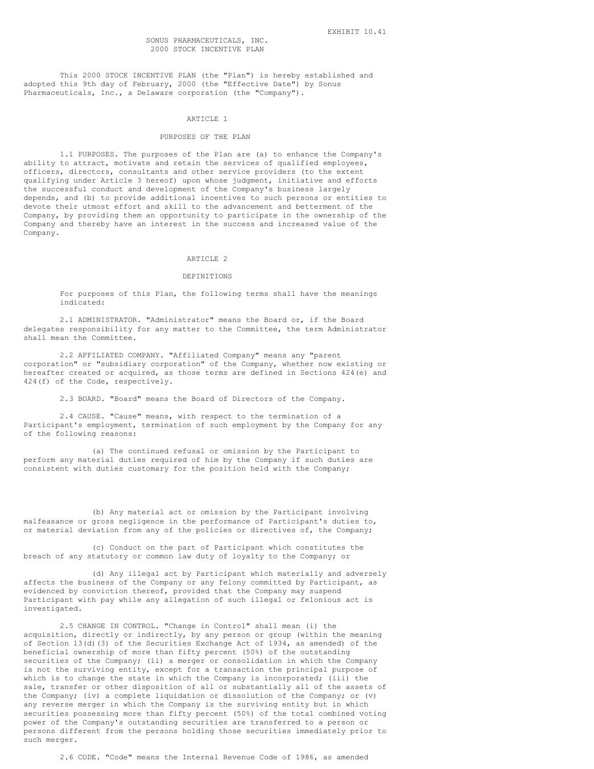EXHIBIT 10.41

# SONUS PHARMACEUTICALS, INC.
# 2000 STOCK INCENTIVE PLAN

This 2000 STOCK INCENTIVE PLAN (the "Plan") is hereby established and adopted this 9th day of February, 2000 (the "Effective Date") by Sonus Pharmaceuticals, Inc., a Delaware corporation (the "Company").

## ARTICLE 1

## PURPOSES OF THE PLAN

1.1 PURPOSES. The purposes of the Plan are (a) to enhance the Company's ability to attract, motivate and retain the services of qualified employees, officers, directors, consultants and other service providers (to the extent qualifying under Article 3 hereof) upon whose judgment, initiative and efforts the successful conduct and development of the Company's business largely depends, and (b) to provide additional incentives to such persons or entities to devote their utmost effort and skill to the advancement and betterment of the Company, by providing them an opportunity to participate in the ownership of the Company and thereby have an interest in the success and increased value of the Company.

## ARTICLE 2

## DEFINITIONS

For purposes of this Plan, the following terms shall have the meanings indicated:

2.1 ADMINISTRATOR. "Administrator" means the Board or, if the Board delegates responsibility for any matter to the Committee, the term Administrator shall mean the Committee.

2.2 AFFILIATED COMPANY. "Affiliated Company" means any "parent corporation" or "subsidiary corporation" of the Company, whether now existing or hereafter created or acquired, as those terms are defined in Sections 424(e) and 424(f) of the Code, respectively.

2.3 BOARD. "Board" means the Board of Directors of the Company.

2.4 CAUSE. "Cause" means, with respect to the termination of a Participant's employment, termination of such employment by the Company for any of the following reasons:

(a) The continued refusal or omission by the Participant to perform any material duties required of him by the Company if such duties are consistent with duties customary for the position held with the Company;

(b) Any material act or omission by the Participant involving malfeasance or gross negligence in the performance of Participant's duties to, or material deviation from any of the policies or directives of, the Company;

(c) Conduct on the part of Participant which constitutes the breach of any statutory or common law duty of loyalty to the Company; or

(d) Any illegal act by Participant which materially and adversely affects the business of the Company or any felony committed by Participant, as evidenced by conviction thereof, provided that the Company may suspend Participant with pay while any allegation of such illegal or felonious act is investigated.

2.5 CHANGE IN CONTROL. "Change in Control" shall mean (i) the acquisition, directly or indirectly, by any person or group (within the meaning of Section 13(d)(3) of the Securities Exchange Act of 1934, as amended) of the beneficial ownership of more than fifty percent (50%) of the outstanding securities of the Company; (ii) a merger or consolidation in which the Company is not the surviving entity, except for a transaction the principal purpose of which is to change the state in which the Company is incorporated; (iii) the sale, transfer or other disposition of all or substantially all of the assets of the Company; (iv) a complete liquidation or dissolution of the Company; or (v) any reverse merger in which the Company is the surviving entity but in which securities possessing more than fifty percent (50%) of the total combined voting power of the Company's outstanding securities are transferred to a person or persons different from the persons holding those securities immediately prior to such merger.

2.6 CODE. "Code" means the Internal Revenue Code of 1986, as amended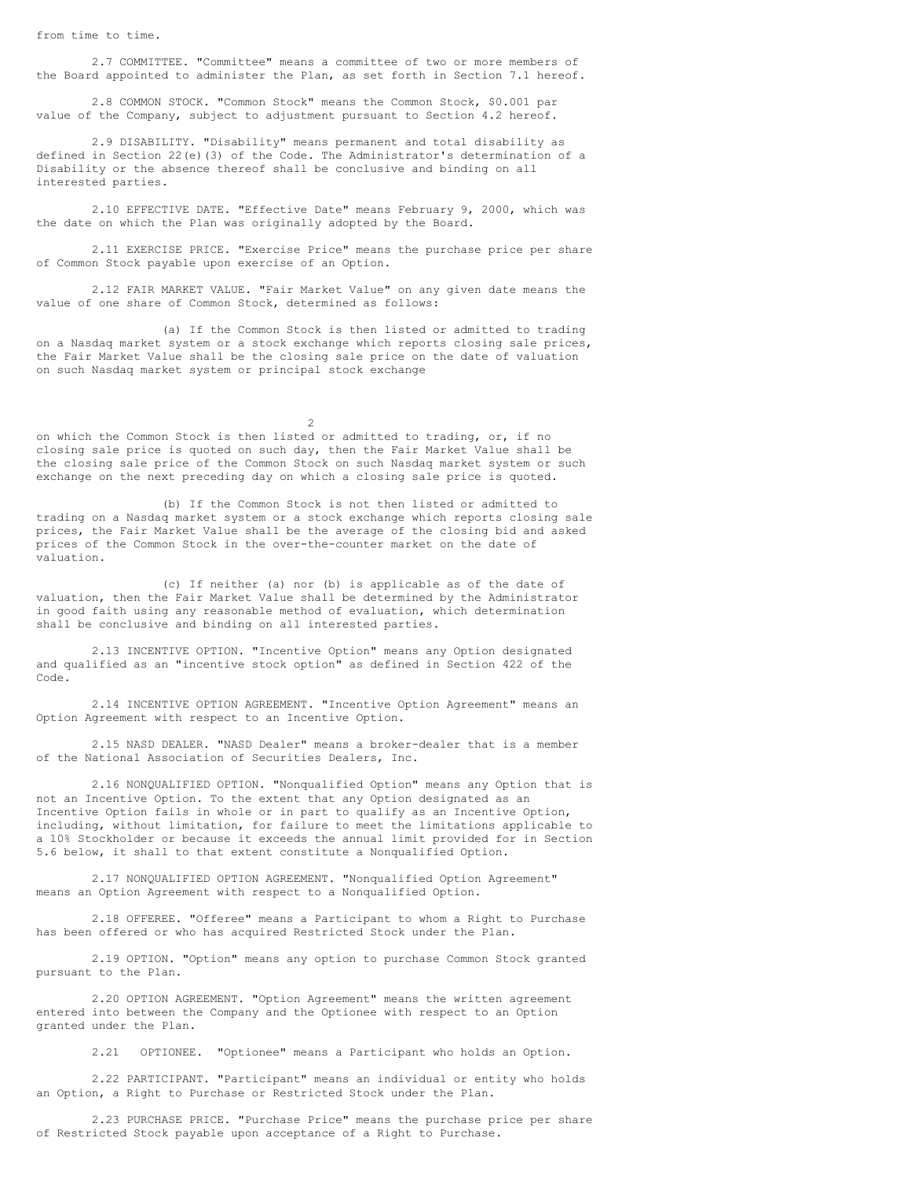from time to time.

2.7 COMMITTEE. "Committee" means a committee of two or more members of the Board appointed to administer the Plan, as set forth in Section 7.1 hereof.

2.8 COMMON STOCK. "Common Stock" means the Common Stock, $0.001 par value of the Company, subject to adjustment pursuant to Section 4.2 hereof.

2.9 DISABILITY. "Disability" means permanent and total disability as defined in Section 22(e)(3) of the Code. The Administrator's determination of a Disability or the absence thereof shall be conclusive and binding on all interested parties.

2.10 EFFECTIVE DATE. "Effective Date" means February 9, 2000, which was the date on which the Plan was originally adopted by the Board.

2.11 EXERCISE PRICE. "Exercise Price" means the purchase price per share of Common Stock payable upon exercise of an Option.

2.12 FAIR MARKET VALUE. "Fair Market Value" on any given date means the value of one share of Common Stock, determined as follows:

(a) If the Common Stock is then listed or admitted to trading on a Nasdaq market system or a stock exchange which reports closing sale prices, the Fair Market Value shall be the closing sale price on the date of valuation on such Nasdaq market system or principal stock exchange on which the Common Stock is then listed or admitted to trading, or, if no closing sale price is quoted on such day, then the Fair Market Value shall be the closing sale price of the Common Stock on such Nasdaq market system or such exchange on the next preceding day on which a closing sale price is quoted.

(b) If the Common Stock is not then listed or admitted to trading on a Nasdaq market system or a stock exchange which reports closing sale prices, the Fair Market Value shall be the average of the closing bid and asked prices of the Common Stock in the over-the-counter market on the date of valuation.

(c) If neither (a) nor (b) is applicable as of the date of valuation, then the Fair Market Value shall be determined by the Administrator in good faith using any reasonable method of evaluation, which determination shall be conclusive and binding on all interested parties.

2.13 INCENTIVE OPTION. "Incentive Option" means any Option designated and qualified as an "incentive stock option" as defined in Section 422 of the Code.

2.14 INCENTIVE OPTION AGREEMENT. "Incentive Option Agreement" means an Option Agreement with respect to an Incentive Option.

2.15 NASD DEALER. "NASD Dealer" means a broker-dealer that is a member of the National Association of Securities Dealers, Inc.

2.16 NONQUALIFIED OPTION. "Nonqualified Option" means any Option that is not an Incentive Option. To the extent that any Option designated as an Incentive Option fails in whole or in part to qualify as an Incentive Option, including, without limitation, for failure to meet the limitations applicable to a 10% Stockholder or because it exceeds the annual limit provided for in Section 5.6 below, it shall to that extent constitute a Nonqualified Option.

2.17 NONQUALIFIED OPTION AGREEMENT. "Nonqualified Option Agreement" means an Option Agreement with respect to a Nonqualified Option.

2.18 OFFEREE. "Offeree" means a Participant to whom a Right to Purchase has been offered or who has acquired Restricted Stock under the Plan.

2.19 OPTION. "Option" means any option to purchase Common Stock granted pursuant to the Plan.

2.20 OPTION AGREEMENT. "Option Agreement" means the written agreement entered into between the Company and the Optionee with respect to an Option granted under the Plan.

2.21 OPTIONEE. "Optionee" means a Participant who holds an Option.

2.22 PARTICIPANT. "Participant" means an individual or entity who holds an Option, a Right to Purchase or Restricted Stock under the Plan.

2.23 PURCHASE PRICE. "Purchase Price" means the purchase price per share of Restricted Stock payable upon acceptance of a Right to Purchase.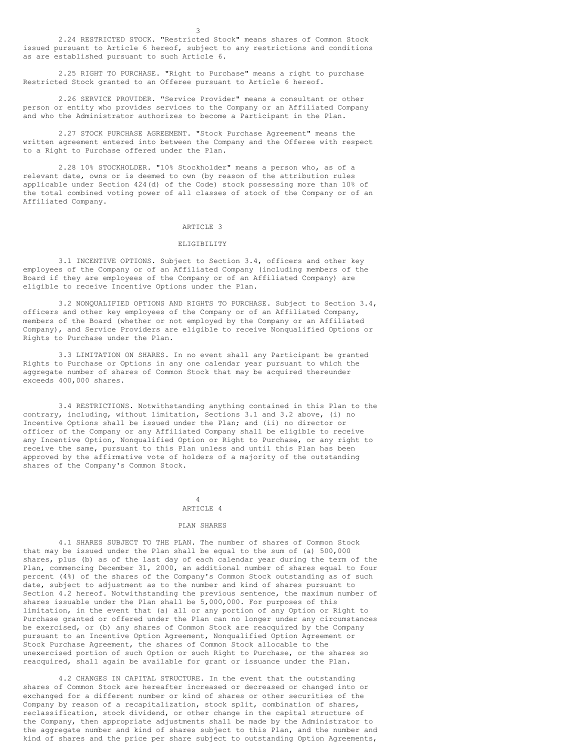2.24 RESTRICTED STOCK. "Restricted Stock" means shares of Common Stock issued pursuant to Article 6 hereof, subject to any restrictions and conditions as are established pursuant to such Article 6.

2.25 RIGHT TO PURCHASE. "Right to Purchase" means a right to purchase Restricted Stock granted to an Offeree pursuant to Article 6 hereof.

2.26 SERVICE PROVIDER. "Service Provider" means a consultant or other person or entity who provides services to the Company or an Affiliated Company and who the Administrator authorizes to become a Participant in the Plan.

2.27 STOCK PURCHASE AGREEMENT. "Stock Purchase Agreement" means the written agreement entered into between the Company and the Offeree with respect to a Right to Purchase offered under the Plan.

2.28 10% STOCKHOLDER. "10% Stockholder" means a person who, as of a relevant date, owns or is deemed to own (by reason of the attribution rules applicable under Section 424(d) of the Code) stock possessing more than 10% of the total combined voting power of all classes of stock of the Company or of an Affiliated Company.

## ARTICLE 3

## ELIGIBILITY

3.1 INCENTIVE OPTIONS. Subject to Section 3.4, officers and other key employees of the Company or of an Affiliated Company (including members of the Board if they are employees of the Company or of an Affiliated Company) are eligible to receive Incentive Options under the Plan.

3.2 NONQUALIFIED OPTIONS AND RIGHTS TO PURCHASE. Subject to Section 3.4, officers and other key employees of the Company or of an Affiliated Company, members of the Board (whether or not employed by the Company or an Affiliated Company), and Service Providers are eligible to receive Nonqualified Options or Rights to Purchase under the Plan.

3.3 LIMITATION ON SHARES. In no event shall any Participant be granted Rights to Purchase or Options in any one calendar year pursuant to which the aggregate number of shares of Common Stock that may be acquired thereunder exceeds 400,000 shares.

3.4 RESTRICTIONS. Notwithstanding anything contained in this Plan to the contrary, including, without limitation, Sections 3.1 and 3.2 above, (i) no Incentive Options shall be issued under the Plan; and (ii) no director or officer of the Company or any Affiliated Company shall be eligible to receive any Incentive Option, Nonqualified Option or Right to Purchase, or any right to receive the same, pursuant to this Plan unless and until this Plan has been approved by the affirmative vote of holders of a majority of the outstanding shares of the Company's Common Stock.

## ARTICLE 4

## PLAN SHARES

4.1 SHARES SUBJECT TO THE PLAN. The number of shares of Common Stock that may be issued under the Plan shall be equal to the sum of (a) 500,000 shares, plus (b) as of the last day of each calendar year during the term of the Plan, commencing December 31, 2000, an additional number of shares equal to four percent (4%) of the shares of the Company's Common Stock outstanding as of such date, subject to adjustment as to the number and kind of shares pursuant to Section 4.2 hereof. Notwithstanding the previous sentence, the maximum number of shares issuable under the Plan shall be 5,000,000. For purposes of this limitation, in the event that (a) all or any portion of any Option or Right to Purchase granted or offered under the Plan can no longer under any circumstances be exercised, or (b) any shares of Common Stock are reacquired by the Company pursuant to an Incentive Option Agreement, Nonqualified Option Agreement or Stock Purchase Agreement, the shares of Common Stock allocable to the unexercised portion of such Option or such Right to Purchase, or the shares so reacquired, shall again be available for grant or issuance under the Plan.

4.2 CHANGES IN CAPITAL STRUCTURE. In the event that the outstanding shares of Common Stock are hereafter increased or decreased or changed into or exchanged for a different number or kind of shares or other securities of the Company by reason of a recapitalization, stock split, combination of shares, reclassification, stock dividend, or other change in the capital structure of the Company, then appropriate adjustments shall be made by the Administrator to the aggregate number and kind of shares subject to this Plan, and the number and kind of shares and the price per share subject to outstanding Option Agreements,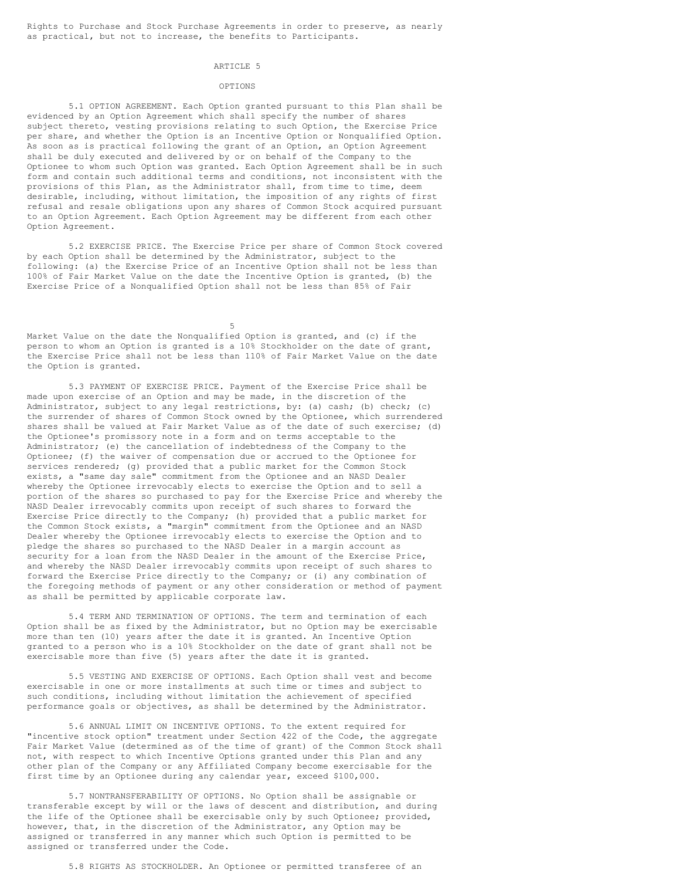Rights to Purchase and Stock Purchase Agreements in order to preserve, as nearly as practical, but not to increase, the benefits to Participants.

## ARTICLE 5

## OPTIONS

5.1 OPTION AGREEMENT. Each Option granted pursuant to this Plan shall be evidenced by an Option Agreement which shall specify the number of shares subject thereto, vesting provisions relating to such Option, the Exercise Price per share, and whether the Option is an Incentive Option or Nonqualified Option. As soon as is practical following the grant of an Option, an Option Agreement shall be duly executed and delivered by or on behalf of the Company to the Optionee to whom such Option was granted. Each Option Agreement shall be in such form and contain such additional terms and conditions, not inconsistent with the provisions of this Plan, as the Administrator shall, from time to time, deem desirable, including, without limitation, the imposition of any rights of first refusal and resale obligations upon any shares of Common Stock acquired pursuant to an Option Agreement. Each Option Agreement may be different from each other Option Agreement.

5.2 EXERCISE PRICE. The Exercise Price per share of Common Stock covered by each Option shall be determined by the Administrator, subject to the following: (a) the Exercise Price of an Incentive Option shall not be less than 100% of Fair Market Value on the date the Incentive Option is granted, (b) the Exercise Price of a Nonqualified Option shall not be less than 85% of Fair Market Value on the date the Nonqualified Option is granted, and (c) if the person to whom an Option is granted is a 10% Stockholder on the date of grant, the Exercise Price shall not be less than 110% of Fair Market Value on the date the Option is granted.

5.3 PAYMENT OF EXERCISE PRICE. Payment of the Exercise Price shall be made upon exercise of an Option and may be made, in the discretion of the Administrator, subject to any legal restrictions, by: (a) cash; (b) check; (c) the surrender of shares of Common Stock owned by the Optionee, which surrendered shares shall be valued at Fair Market Value as of the date of such exercise; (d) the Optionee's promissory note in a form and on terms acceptable to the Administrator; (e) the cancellation of indebtedness of the Company to the Optionee; (f) the waiver of compensation due or accrued to the Optionee for services rendered; (g) provided that a public market for the Common Stock exists, a "same day sale" commitment from the Optionee and an NASD Dealer whereby the Optionee irrevocably elects to exercise the Option and to sell a portion of the shares so purchased to pay for the Exercise Price and whereby the NASD Dealer irrevocably commits upon receipt of such shares to forward the Exercise Price directly to the Company; (h) provided that a public market for the Common Stock exists, a "margin" commitment from the Optionee and an NASD Dealer whereby the Optionee irrevocably elects to exercise the Option and to pledge the shares so purchased to the NASD Dealer in a margin account as security for a loan from the NASD Dealer in the amount of the Exercise Price, and whereby the NASD Dealer irrevocably commits upon receipt of such shares to forward the Exercise Price directly to the Company; or (i) any combination of the foregoing methods of payment or any other consideration or method of payment as shall be permitted by applicable corporate law.

5.4 TERM AND TERMINATION OF OPTIONS. The term and termination of each Option shall be as fixed by the Administrator, but no Option may be exercisable more than ten (10) years after the date it is granted. An Incentive Option granted to a person who is a 10% Stockholder on the date of grant shall not be exercisable more than five (5) years after the date it is granted.

5.5 VESTING AND EXERCISE OF OPTIONS. Each Option shall vest and become exercisable in one or more installments at such time or times and subject to such conditions, including without limitation the achievement of specified performance goals or objectives, as shall be determined by the Administrator.

5.6 ANNUAL LIMIT ON INCENTIVE OPTIONS. To the extent required for "incentive stock option" treatment under Section 422 of the Code, the aggregate Fair Market Value (determined as of the time of grant) of the Common Stock shall not, with respect to which Incentive Options granted under this Plan and any other plan of the Company or any Affiliated Company become exercisable for the first time by an Optionee during any calendar year, exceed $100,000.

5.7 NONTRANSFERABILITY OF OPTIONS. No Option shall be assignable or transferable except by will or the laws of descent and distribution, and during the life of the Optionee shall be exercisable only by such Optionee; provided, however, that, in the discretion of the Administrator, any Option may be assigned or transferred in any manner which such Option is permitted to be assigned or transferred under the Code.

5.8 RIGHTS AS STOCKHOLDER. An Optionee or permitted transferee of an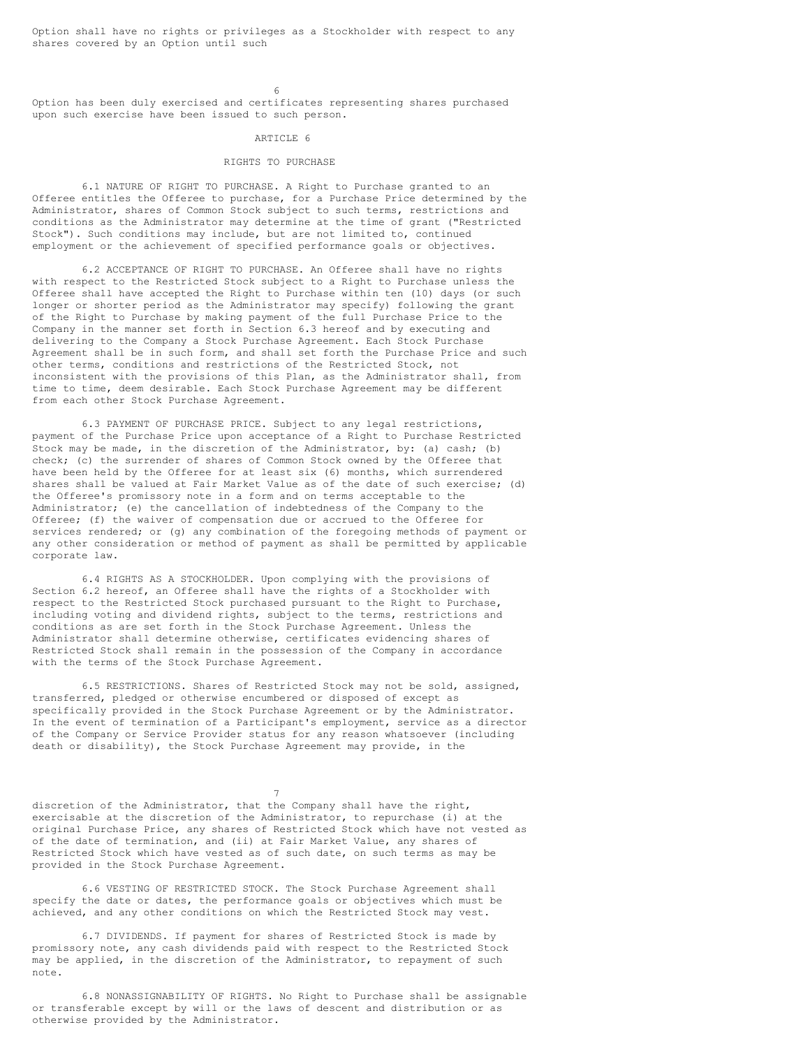Option shall have no rights or privileges as a Stockholder with respect to any shares covered by an Option until such Option has been duly exercised and certificates representing shares purchased upon such exercise have been issued to such person.

## ARTICLE 6

## RIGHTS TO PURCHASE

6.1 NATURE OF RIGHT TO PURCHASE. A Right to Purchase granted to an Offeree entitles the Offeree to purchase, for a Purchase Price determined by the Administrator, shares of Common Stock subject to such terms, restrictions and conditions as the Administrator may determine at the time of grant ("Restricted Stock"). Such conditions may include, but are not limited to, continued employment or the achievement of specified performance goals or objectives.

6.2 ACCEPTANCE OF RIGHT TO PURCHASE. An Offeree shall have no rights with respect to the Restricted Stock subject to a Right to Purchase unless the Offeree shall have accepted the Right to Purchase within ten (10) days (or such longer or shorter period as the Administrator may specify) following the grant of the Right to Purchase by making payment of the full Purchase Price to the Company in the manner set forth in Section 6.3 hereof and by executing and delivering to the Company a Stock Purchase Agreement. Each Stock Purchase Agreement shall be in such form, and shall set forth the Purchase Price and such other terms, conditions and restrictions of the Restricted Stock, not inconsistent with the provisions of this Plan, as the Administrator shall, from time to time, deem desirable. Each Stock Purchase Agreement may be different from each other Stock Purchase Agreement.

6.3 PAYMENT OF PURCHASE PRICE. Subject to any legal restrictions, payment of the Purchase Price upon acceptance of a Right to Purchase Restricted Stock may be made, in the discretion of the Administrator, by: (a) cash; (b) check; (c) the surrender of shares of Common Stock owned by the Offeree that have been held by the Offeree for at least six (6) months, which surrendered shares shall be valued at Fair Market Value as of the date of such exercise; (d) the Offeree's promissory note in a form and on terms acceptable to the Administrator; (e) the cancellation of indebtedness of the Company to the Offeree; (f) the waiver of compensation due or accrued to the Offeree for services rendered; or (g) any combination of the foregoing methods of payment or any other consideration or method of payment as shall be permitted by applicable corporate law.

6.4 RIGHTS AS A STOCKHOLDER. Upon complying with the provisions of Section 6.2 hereof, an Offeree shall have the rights of a Stockholder with respect to the Restricted Stock purchased pursuant to the Right to Purchase, including voting and dividend rights, subject to the terms, restrictions and conditions as are set forth in the Stock Purchase Agreement. Unless the Administrator shall determine otherwise, certificates evidencing shares of Restricted Stock shall remain in the possession of the Company in accordance with the terms of the Stock Purchase Agreement.

6.5 RESTRICTIONS. Shares of Restricted Stock may not be sold, assigned, transferred, pledged or otherwise encumbered or disposed of except as specifically provided in the Stock Purchase Agreement or by the Administrator. In the event of termination of a Participant's employment, service as a director of the Company or Service Provider status for any reason whatsoever (including death or disability), the Stock Purchase Agreement may provide, in the discretion of the Administrator, that the Company shall have the right, exercisable at the discretion of the Administrator, to repurchase (i) at the original Purchase Price, any shares of Restricted Stock which have not vested as of the date of termination, and (ii) at Fair Market Value, any shares of Restricted Stock which have vested as of such date, on such terms as may be provided in the Stock Purchase Agreement.

6.6 VESTING OF RESTRICTED STOCK. The Stock Purchase Agreement shall specify the date or dates, the performance goals or objectives which must be achieved, and any other conditions on which the Restricted Stock may vest.

6.7 DIVIDENDS. If payment for shares of Restricted Stock is made by promissory note, any cash dividends paid with respect to the Restricted Stock may be applied, in the discretion of the Administrator, to repayment of such note.

6.8 NONASSIGNABILITY OF RIGHTS. No Right to Purchase shall be assignable or transferable except by will or the laws of descent and distribution or as otherwise provided by the Administrator.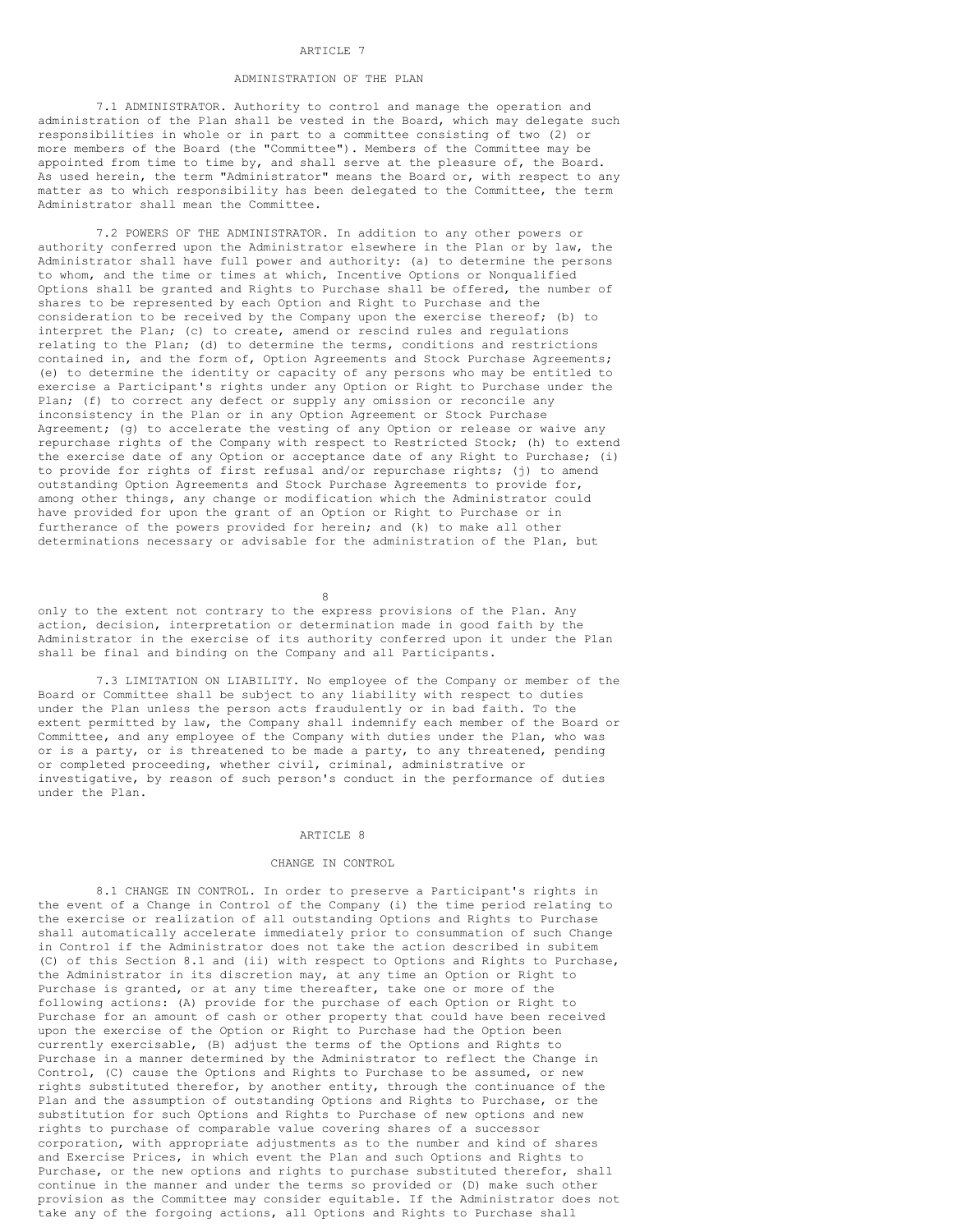## ARTICLE 7

## ADMINISTRATION OF THE PLAN

7.1 ADMINISTRATOR. Authority to control and manage the operation and administration of the Plan shall be vested in the Board, which may delegate such responsibilities in whole or in part to a committee consisting of two (2) or more members of the Board (the "Committee"). Members of the Committee may be appointed from time to time by, and shall serve at the pleasure of, the Board. As used herein, the term "Administrator" means the Board or, with respect to any matter as to which responsibility has been delegated to the Committee, the term Administrator shall mean the Committee.

7.2 POWERS OF THE ADMINISTRATOR. In addition to any other powers or authority conferred upon the Administrator elsewhere in the Plan or by law, the Administrator shall have full power and authority: (a) to determine the persons to whom, and the time or times at which, Incentive Options or Nonqualified Options shall be granted and Rights to Purchase shall be offered, the number of shares to be represented by each Option and Right to Purchase and the consideration to be received by the Company upon the exercise thereof; (b) to interpret the Plan; (c) to create, amend or rescind rules and regulations relating to the Plan; (d) to determine the terms, conditions and restrictions contained in, and the form of, Option Agreements and Stock Purchase Agreements; (e) to determine the identity or capacity of any persons who may be entitled to exercise a Participant's rights under any Option or Right to Purchase under the Plan; (f) to correct any defect or supply any omission or reconcile any inconsistency in the Plan or in any Option Agreement or Stock Purchase Agreement; (g) to accelerate the vesting of any Option or release or waive any repurchase rights of the Company with respect to Restricted Stock; (h) to extend the exercise date of any Option or acceptance date of any Right to Purchase; (i) to provide for rights of first refusal and/or repurchase rights; (j) to amend outstanding Option Agreements and Stock Purchase Agreements to provide for, among other things, any change or modification which the Administrator could have provided for upon the grant of an Option or Right to Purchase or in furtherance of the powers provided for herein; and (k) to make all other determinations necessary or advisable for the administration of the Plan, but only to the extent not contrary to the express provisions of the Plan. Any action, decision, interpretation or determination made in good faith by the Administrator in the exercise of its authority conferred upon it under the Plan shall be final and binding on the Company and all Participants.

7.3 LIMITATION ON LIABILITY. No employee of the Company or member of the Board or Committee shall be subject to any liability with respect to duties under the Plan unless the person acts fraudulently or in bad faith. To the extent permitted by law, the Company shall indemnify each member of the Board or Committee, and any employee of the Company with duties under the Plan, who was or is a party, or is threatened to be made a party, to any threatened, pending or completed proceeding, whether civil, criminal, administrative or investigative, by reason of such person's conduct in the performance of duties under the Plan.

## ARTICLE 8

## CHANGE IN CONTROL

8.1 CHANGE IN CONTROL. In order to preserve a Participant's rights in the event of a Change in Control of the Company (i) the time period relating to the exercise or realization of all outstanding Options and Rights to Purchase shall automatically accelerate immediately prior to consummation of such Change in Control if the Administrator does not take the action described in subitem (C) of this Section 8.1 and (ii) with respect to Options and Rights to Purchase, the Administrator in its discretion may, at any time an Option or Right to Purchase is granted, or at any time thereafter, take one or more of the following actions: (A) provide for the purchase of each Option or Right to Purchase for an amount of cash or other property that could have been received upon the exercise of the Option or Right to Purchase had the Option been currently exercisable, (B) adjust the terms of the Options and Rights to Purchase in a manner determined by the Administrator to reflect the Change in Control, (C) cause the Options and Rights to Purchase to be assumed, or new rights substituted therefor, by another entity, through the continuance of the Plan and the assumption of outstanding Options and Rights to Purchase, or the substitution for such Options and Rights to Purchase of new options and new rights to purchase of comparable value covering shares of a successor corporation, with appropriate adjustments as to the number and kind of shares and Exercise Prices, in which event the Plan and such Options and Rights to Purchase, or the new options and rights to purchase substituted therefor, shall continue in the manner and under the terms so provided or (D) make such other provision as the Committee may consider equitable. If the Administrator does not take any of the forgoing actions, all Options and Rights to Purchase shall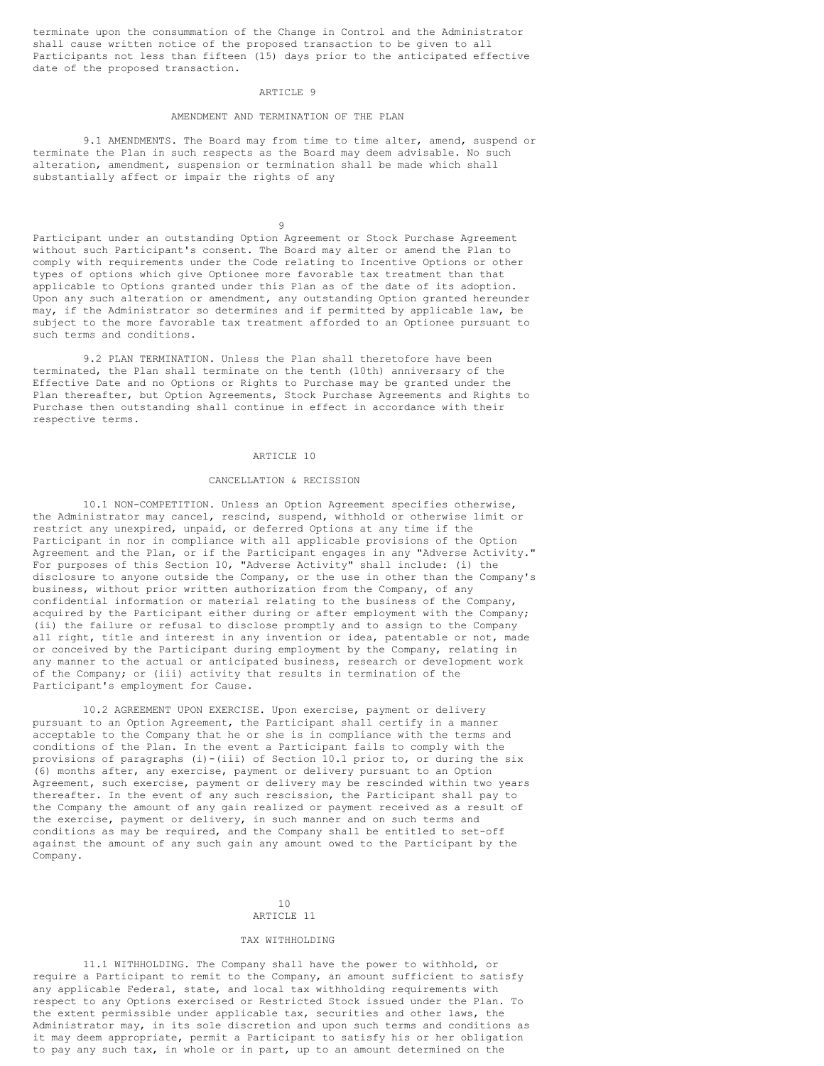terminate upon the consummation of the Change in Control and the Administrator shall cause written notice of the proposed transaction to be given to all Participants not less than fifteen (15) days prior to the anticipated effective date of the proposed transaction.

## ARTICLE 9

## AMENDMENT AND TERMINATION OF THE PLAN

9.1 AMENDMENTS. The Board may from time to time alter, amend, suspend or terminate the Plan in such respects as the Board may deem advisable. No such alteration, amendment, suspension or termination shall be made which shall substantially affect or impair the rights of any Participant under an outstanding Option Agreement or Stock Purchase Agreement without such Participant's consent. The Board may alter or amend the Plan to comply with requirements under the Code relating to Incentive Options or other types of options which give Optionee more favorable tax treatment than that applicable to Options granted under this Plan as of the date of its adoption. Upon any such alteration or amendment, any outstanding Option granted hereunder may, if the Administrator so determines and if permitted by applicable law, be subject to the more favorable tax treatment afforded to an Optionee pursuant to such terms and conditions.

9.2 PLAN TERMINATION. Unless the Plan shall theretofore have been terminated, the Plan shall terminate on the tenth (10th) anniversary of the Effective Date and no Options or Rights to Purchase may be granted under the Plan thereafter, but Option Agreements, Stock Purchase Agreements and Rights to Purchase then outstanding shall continue in effect in accordance with their respective terms.

## ARTICLE 10

## CANCELLATION & RECISSION

10.1 NON-COMPETITION. Unless an Option Agreement specifies otherwise, the Administrator may cancel, rescind, suspend, withhold or otherwise limit or restrict any unexpired, unpaid, or deferred Options at any time if the Participant in nor in compliance with all applicable provisions of the Option Agreement and the Plan, or if the Participant engages in any "Adverse Activity." For purposes of this Section 10, "Adverse Activity" shall include: (i) the disclosure to anyone outside the Company, or the use in other than the Company's business, without prior written authorization from the Company, of any confidential information or material relating to the business of the Company, acquired by the Participant either during or after employment with the Company; (ii) the failure or refusal to disclose promptly and to assign to the Company all right, title and interest in any invention or idea, patentable or not, made or conceived by the Participant during employment by the Company, relating in any manner to the actual or anticipated business, research or development work of the Company; or (iii) activity that results in termination of the Participant's employment for Cause.

10.2 AGREEMENT UPON EXERCISE. Upon exercise, payment or delivery pursuant to an Option Agreement, the Participant shall certify in a manner acceptable to the Company that he or she is in compliance with the terms and conditions of the Plan. In the event a Participant fails to comply with the provisions of paragraphs (i)-(iii) of Section 10.1 prior to, or during the six (6) months after, any exercise, payment or delivery pursuant to an Option Agreement, such exercise, payment or delivery may be rescinded within two years thereafter. In the event of any such rescission, the Participant shall pay to the Company the amount of any gain realized or payment received as a result of the exercise, payment or delivery, in such manner and on such terms and conditions as may be required, and the Company shall be entitled to set-off against the amount of any such gain any amount owed to the Participant by the Company.

## ARTICLE 11

## TAX WITHHOLDING

11.1 WITHHOLDING. The Company shall have the power to withhold, or require a Participant to remit to the Company, an amount sufficient to satisfy any applicable Federal, state, and local tax withholding requirements with respect to any Options exercised or Restricted Stock issued under the Plan. To the extent permissible under applicable tax, securities and other laws, the Administrator may, in its sole discretion and upon such terms and conditions as it may deem appropriate, permit a Participant to satisfy his or her obligation to pay any such tax, in whole or in part, up to an amount determined on the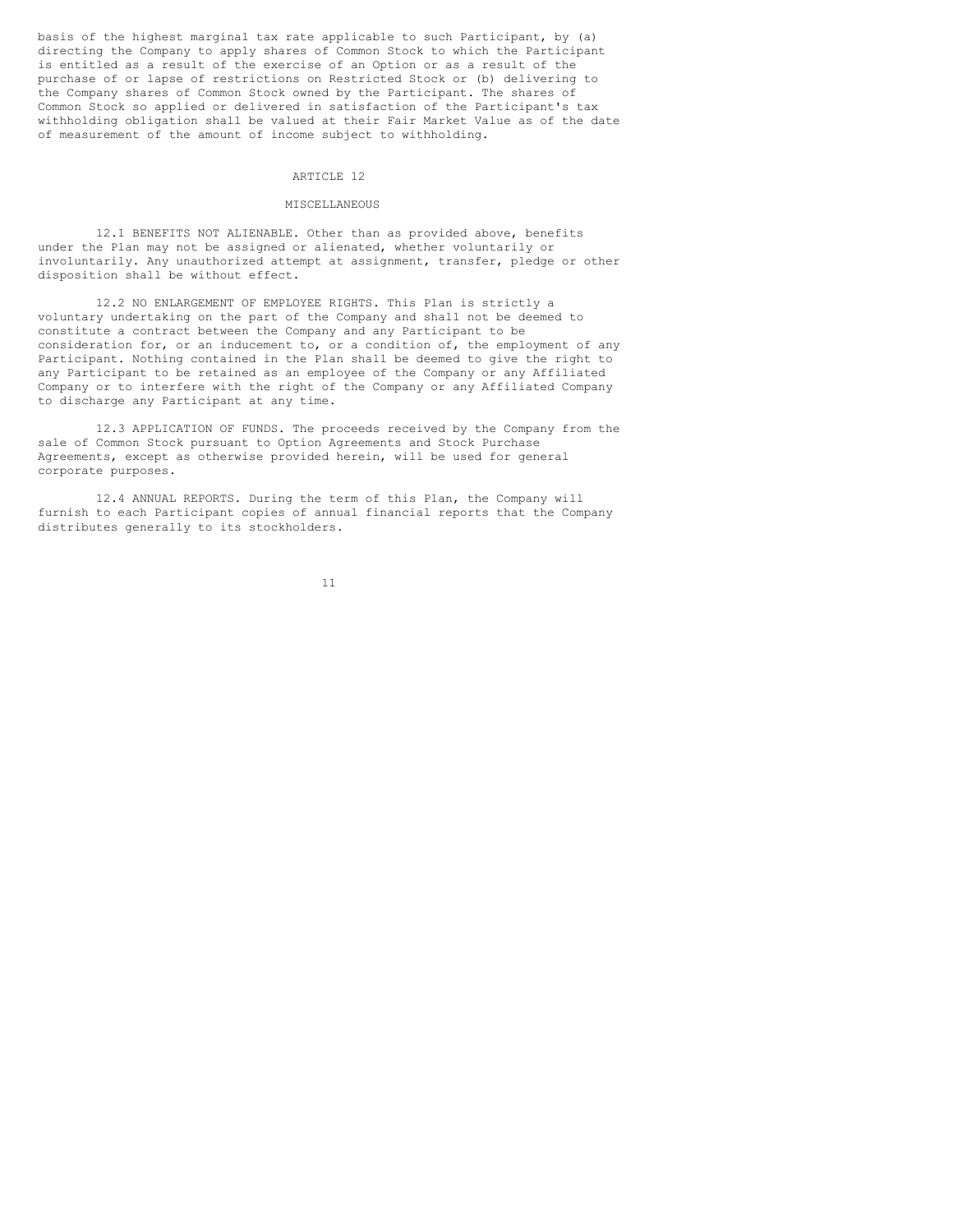basis of the highest marginal tax rate applicable to such Participant, by (a) directing the Company to apply shares of Common Stock to which the Participant is entitled as a result of the exercise of an Option or as a result of the purchase of or lapse of restrictions on Restricted Stock or (b) delivering to the Company shares of Common Stock owned by the Participant. The shares of Common Stock so applied or delivered in satisfaction of the Participant's tax withholding obligation shall be valued at their Fair Market Value as of the date of measurement of the amount of income subject to withholding.

## ARTICLE 12

## MISCELLANEOUS

12.1 BENEFITS NOT ALIENABLE. Other than as provided above, benefits under the Plan may not be assigned or alienated, whether voluntarily or involuntarily. Any unauthorized attempt at assignment, transfer, pledge or other disposition shall be without effect.

12.2 NO ENLARGEMENT OF EMPLOYEE RIGHTS. This Plan is strictly a voluntary undertaking on the part of the Company and shall not be deemed to constitute a contract between the Company and any Participant to be consideration for, or an inducement to, or a condition of, the employment of any Participant. Nothing contained in the Plan shall be deemed to give the right to any Participant to be retained as an employee of the Company or any Affiliated Company or to interfere with the right of the Company or any Affiliated Company to discharge any Participant at any time.

12.3 APPLICATION OF FUNDS. The proceeds received by the Company from the sale of Common Stock pursuant to Option Agreements and Stock Purchase Agreements, except as otherwise provided herein, will be used for general corporate purposes.

12.4 ANNUAL REPORTS. During the term of this Plan, the Company will furnish to each Participant copies of annual financial reports that the Company distributes generally to its stockholders.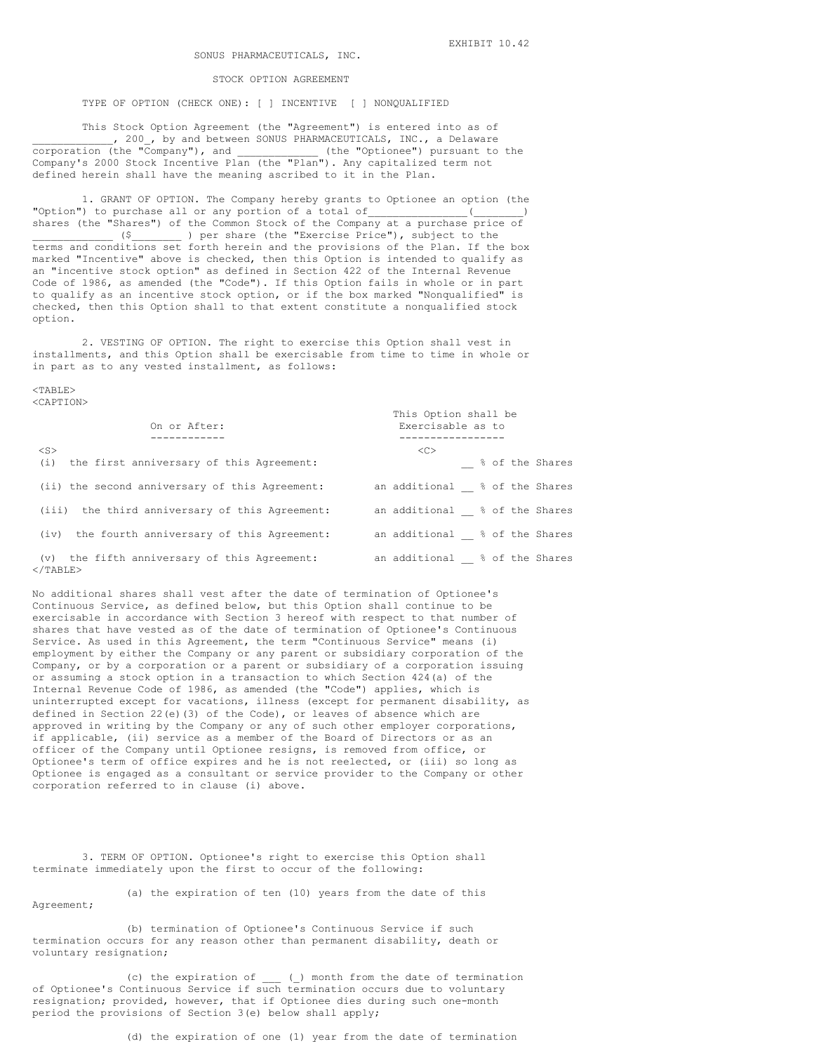EXHIBIT 10.42

SONUS PHARMACEUTICALS, INC.

STOCK OPTION AGREEMENT

TYPE OF OPTION (CHECK ONE): [ ] INCENTIVE [ ] NONQUALIFIED

This Stock Option Agreement (the "Agreement") is entered into as of _____________, 200_, by and between SONUS PHARMACEUTICALS, INC., a Delaware corporation (the "Company"), and _____________ (the "Optionee") pursuant to the Company's 2000 Stock Incentive Plan (the "Plan"). Any capitalized term not defined herein shall have the meaning ascribed to it in the Plan.

1. GRANT OF OPTION. The Company hereby grants to Optionee an option (the "Option") to purchase all or any portion of a total of________________(________) shares (the "Shares") of the Common Stock of the Company at a purchase price of _____________ ($________ ) per share (the "Exercise Price"), subject to the terms and conditions set forth herein and the provisions of the Plan. If the box marked "Incentive" above is checked, then this Option is intended to qualify as an "incentive stock option" as defined in Section 422 of the Internal Revenue Code of 1986, as amended (the "Code"). If this Option fails in whole or in part to qualify as an incentive stock option, or if the box marked "Nonqualified" is checked, then this Option shall to that extent constitute a nonqualified stock option.

2. VESTING OF OPTION. The right to exercise this Option shall vest in installments, and this Option shall be exercisable from time to time in whole or in part as to any vested installment, as follows:

| On or After: | This Option shall be Exercisable as to |
|---|---|
| (i) the first anniversary of this Agreement: | __ % of the Shares |
| (ii) the second anniversary of this Agreement: | an additional __ % of the Shares |
| (iii) the third anniversary of this Agreement: | an additional __ % of the Shares |
| (iv) the fourth anniversary of this Agreement: | an additional __ % of the Shares |
| (v) the fifth anniversary of this Agreement: | an additional __ % of the Shares |

No additional shares shall vest after the date of termination of Optionee's Continuous Service, as defined below, but this Option shall continue to be exercisable in accordance with Section 3 hereof with respect to that number of shares that have vested as of the date of termination of Optionee's Continuous Service. As used in this Agreement, the term "Continuous Service" means (i) employment by either the Company or any parent or subsidiary corporation of the Company, or by a corporation or a parent or subsidiary of a corporation issuing or assuming a stock option in a transaction to which Section 424(a) of the Internal Revenue Code of 1986, as amended (the "Code") applies, which is uninterrupted except for vacations, illness (except for permanent disability, as defined in Section 22(e)(3) of the Code), or leaves of absence which are approved in writing by the Company or any of such other employer corporations, if applicable, (ii) service as a member of the Board of Directors or as an officer of the Company until Optionee resigns, is removed from office, or Optionee's term of office expires and he is not reelected, or (iii) so long as Optionee is engaged as a consultant or service provider to the Company or other corporation referred to in clause (i) above.

3. TERM OF OPTION. Optionee's right to exercise this Option shall terminate immediately upon the first to occur of the following:

(a) the expiration of ten (10) years from the date of this Agreement;

(b) termination of Optionee's Continuous Service if such termination occurs for any reason other than permanent disability, death or voluntary resignation;

(c) the expiration of ___ (_) month from the date of termination of Optionee's Continuous Service if such termination occurs due to voluntary resignation; provided, however, that if Optionee dies during such one-month period the provisions of Section 3(e) below shall apply;

(d) the expiration of one (1) year from the date of termination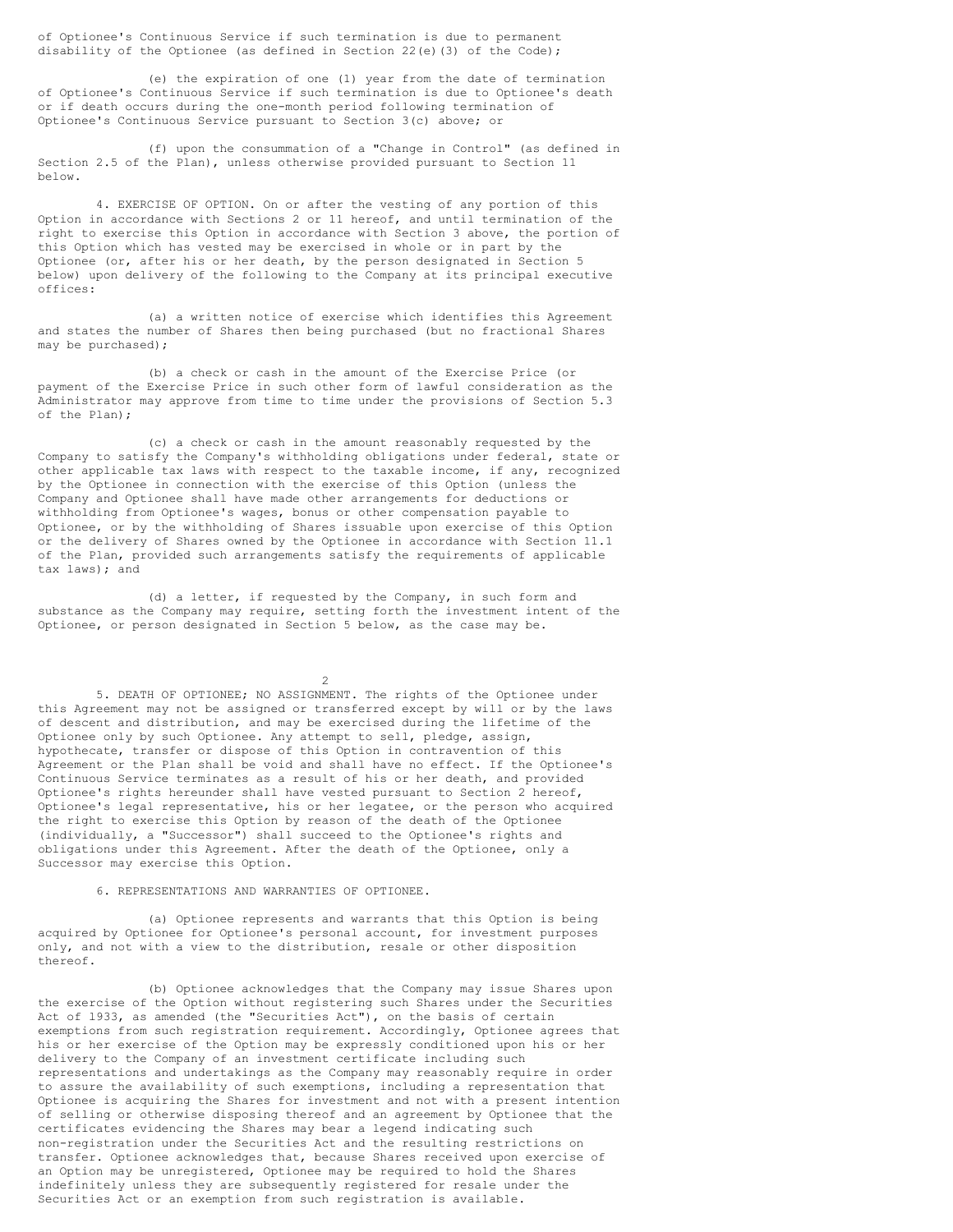of Optionee's Continuous Service if such termination is due to permanent disability of the Optionee (as defined in Section 22(e)(3) of the Code);

(e) the expiration of one (1) year from the date of termination of Optionee's Continuous Service if such termination is due to Optionee's death or if death occurs during the one-month period following termination of Optionee's Continuous Service pursuant to Section 3(c) above; or

(f) upon the consummation of a "Change in Control" (as defined in Section 2.5 of the Plan), unless otherwise provided pursuant to Section 11 below.

4. EXERCISE OF OPTION. On or after the vesting of any portion of this Option in accordance with Sections 2 or 11 hereof, and until termination of the right to exercise this Option in accordance with Section 3 above, the portion of this Option which has vested may be exercised in whole or in part by the Optionee (or, after his or her death, by the person designated in Section 5 below) upon delivery of the following to the Company at its principal executive offices:

(a) a written notice of exercise which identifies this Agreement and states the number of Shares then being purchased (but no fractional Shares may be purchased);

(b) a check or cash in the amount of the Exercise Price (or payment of the Exercise Price in such other form of lawful consideration as the Administrator may approve from time to time under the provisions of Section 5.3 of the Plan);

(c) a check or cash in the amount reasonably requested by the Company to satisfy the Company's withholding obligations under federal, state or other applicable tax laws with respect to the taxable income, if any, recognized by the Optionee in connection with the exercise of this Option (unless the Company and Optionee shall have made other arrangements for deductions or withholding from Optionee's wages, bonus or other compensation payable to Optionee, or by the withholding of Shares issuable upon exercise of this Option or the delivery of Shares owned by the Optionee in accordance with Section 11.1 of the Plan, provided such arrangements satisfy the requirements of applicable tax laws); and

(d) a letter, if requested by the Company, in such form and substance as the Company may require, setting forth the investment intent of the Optionee, or person designated in Section 5 below, as the case may be.

5. DEATH OF OPTIONEE; NO ASSIGNMENT. The rights of the Optionee under this Agreement may not be assigned or transferred except by will or by the laws of descent and distribution, and may be exercised during the lifetime of the Optionee only by such Optionee. Any attempt to sell, pledge, assign, hypothecate, transfer or dispose of this Option in contravention of this Agreement or the Plan shall be void and shall have no effect. If the Optionee's Continuous Service terminates as a result of his or her death, and provided Optionee's rights hereunder shall have vested pursuant to Section 2 hereof, Optionee's legal representative, his or her legatee, or the person who acquired the right to exercise this Option by reason of the death of the Optionee (individually, a "Successor") shall succeed to the Optionee's rights and obligations under this Agreement. After the death of the Optionee, only a Successor may exercise this Option.

6. REPRESENTATIONS AND WARRANTIES OF OPTIONEE.

(a) Optionee represents and warrants that this Option is being acquired by Optionee for Optionee's personal account, for investment purposes only, and not with a view to the distribution, resale or other disposition thereof.

(b) Optionee acknowledges that the Company may issue Shares upon the exercise of the Option without registering such Shares under the Securities Act of 1933, as amended (the "Securities Act"), on the basis of certain exemptions from such registration requirement. Accordingly, Optionee agrees that his or her exercise of the Option may be expressly conditioned upon his or her delivery to the Company of an investment certificate including such representations and undertakings as the Company may reasonably require in order to assure the availability of such exemptions, including a representation that Optionee is acquiring the Shares for investment and not with a present intention of selling or otherwise disposing thereof and an agreement by Optionee that the certificates evidencing the Shares may bear a legend indicating such non-registration under the Securities Act and the resulting restrictions on transfer. Optionee acknowledges that, because Shares received upon exercise of an Option may be unregistered, Optionee may be required to hold the Shares indefinitely unless they are subsequently registered for resale under the Securities Act or an exemption from such registration is available.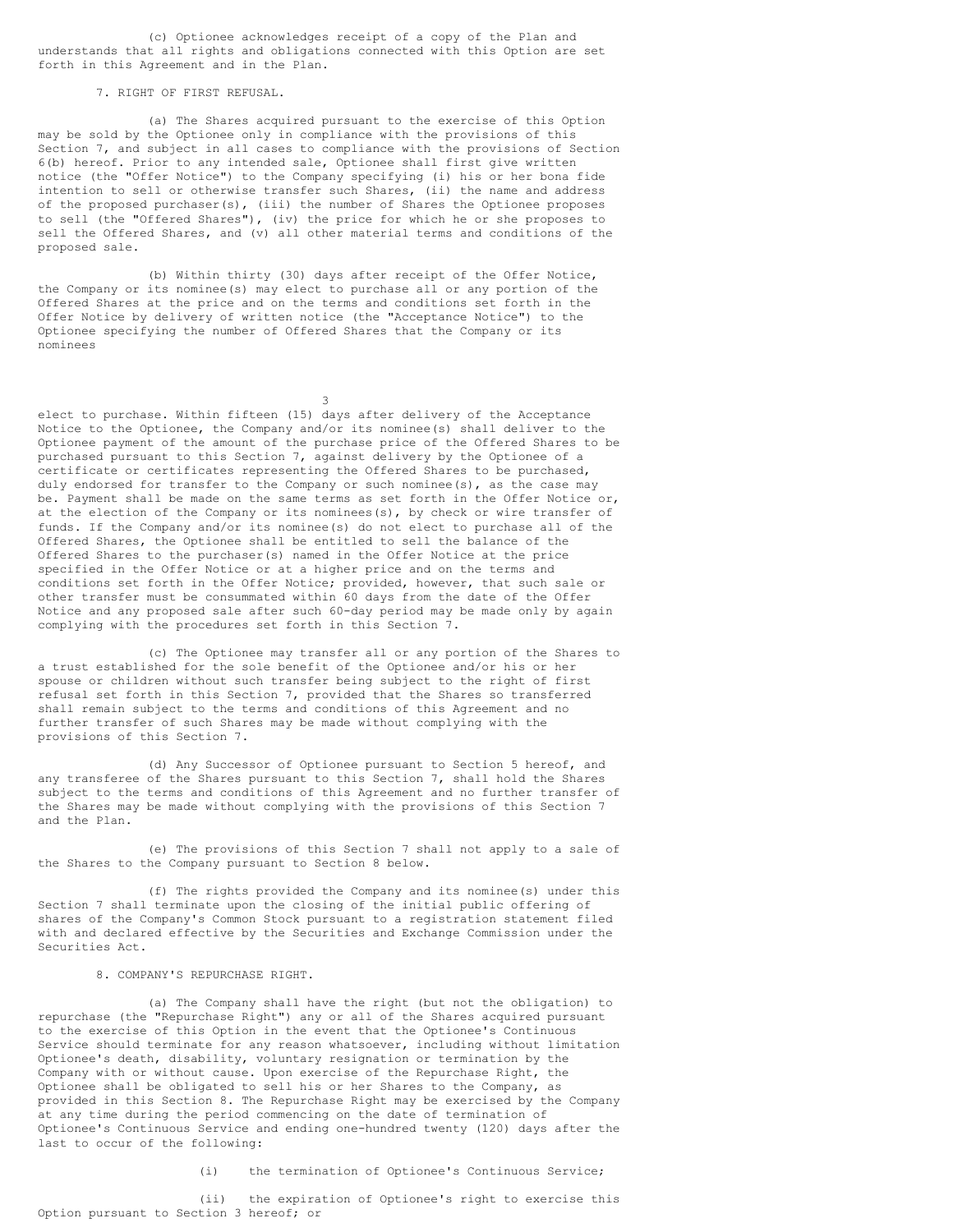(c) Optionee acknowledges receipt of a copy of the Plan and understands that all rights and obligations connected with this Option are set forth in this Agreement and in the Plan.

7. RIGHT OF FIRST REFUSAL.

(a) The Shares acquired pursuant to the exercise of this Option may be sold by the Optionee only in compliance with the provisions of this Section 7, and subject in all cases to compliance with the provisions of Section 6(b) hereof. Prior to any intended sale, Optionee shall first give written notice (the "Offer Notice") to the Company specifying (i) his or her bona fide intention to sell or otherwise transfer such Shares, (ii) the name and address of the proposed purchaser(s), (iii) the number of Shares the Optionee proposes to sell (the "Offered Shares"), (iv) the price for which he or she proposes to sell the Offered Shares, and (v) all other material terms and conditions of the proposed sale.

(b) Within thirty (30) days after receipt of the Offer Notice, the Company or its nominee(s) may elect to purchase all or any portion of the Offered Shares at the price and on the terms and conditions set forth in the Offer Notice by delivery of written notice (the "Acceptance Notice") to the Optionee specifying the number of Offered Shares that the Company or its nominees elect to purchase. Within fifteen (15) days after delivery of the Acceptance Notice to the Optionee, the Company and/or its nominee(s) shall deliver to the Optionee payment of the amount of the purchase price of the Offered Shares to be purchased pursuant to this Section 7, against delivery by the Optionee of a certificate or certificates representing the Offered Shares to be purchased, duly endorsed for transfer to the Company or such nominee(s), as the case may be. Payment shall be made on the same terms as set forth in the Offer Notice or, at the election of the Company or its nominees(s), by check or wire transfer of funds. If the Company and/or its nominee(s) do not elect to purchase all of the Offered Shares, the Optionee shall be entitled to sell the balance of the Offered Shares to the purchaser(s) named in the Offer Notice at the price specified in the Offer Notice or at a higher price and on the terms and conditions set forth in the Offer Notice; provided, however, that such sale or other transfer must be consummated within 60 days from the date of the Offer Notice and any proposed sale after such 60-day period may be made only by again complying with the procedures set forth in this Section 7.

(c) The Optionee may transfer all or any portion of the Shares to a trust established for the sole benefit of the Optionee and/or his or her spouse or children without such transfer being subject to the right of first refusal set forth in this Section 7, provided that the Shares so transferred shall remain subject to the terms and conditions of this Agreement and no further transfer of such Shares may be made without complying with the provisions of this Section 7.

(d) Any Successor of Optionee pursuant to Section 5 hereof, and any transferee of the Shares pursuant to this Section 7, shall hold the Shares subject to the terms and conditions of this Agreement and no further transfer of the Shares may be made without complying with the provisions of this Section 7 and the Plan.

(e) The provisions of this Section 7 shall not apply to a sale of the Shares to the Company pursuant to Section 8 below.

(f) The rights provided the Company and its nominee(s) under this Section 7 shall terminate upon the closing of the initial public offering of shares of the Company's Common Stock pursuant to a registration statement filed with and declared effective by the Securities and Exchange Commission under the Securities Act.

8. COMPANY'S REPURCHASE RIGHT.

(a) The Company shall have the right (but not the obligation) to repurchase (the "Repurchase Right") any or all of the Shares acquired pursuant to the exercise of this Option in the event that the Optionee's Continuous Service should terminate for any reason whatsoever, including without limitation Optionee's death, disability, voluntary resignation or termination by the Company with or without cause. Upon exercise of the Repurchase Right, the Optionee shall be obligated to sell his or her Shares to the Company, as provided in this Section 8. The Repurchase Right may be exercised by the Company at any time during the period commencing on the date of termination of Optionee's Continuous Service and ending one-hundred twenty (120) days after the last to occur of the following:

(i) the termination of Optionee's Continuous Service;

(ii) the expiration of Optionee's right to exercise this Option pursuant to Section 3 hereof; or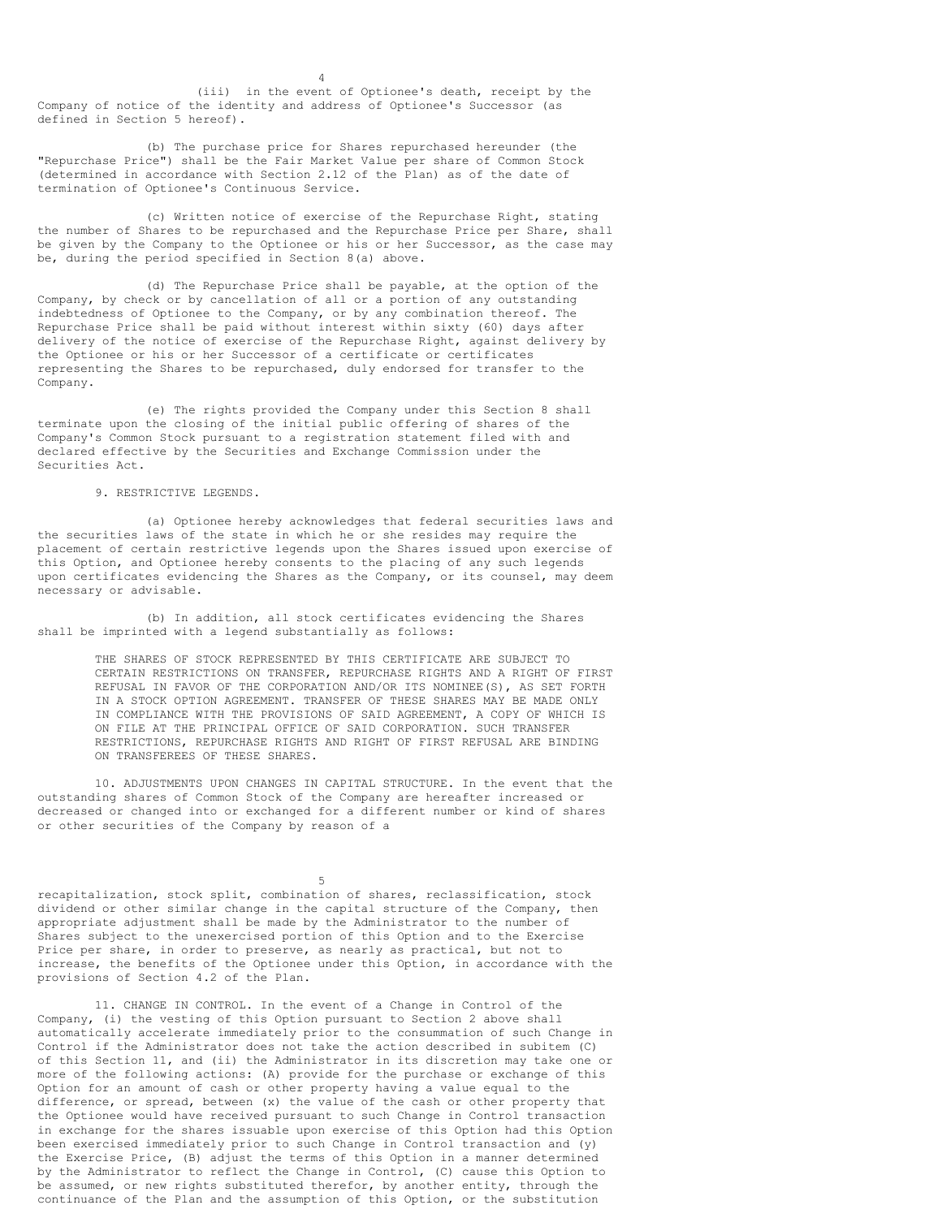(iii) in the event of Optionee's death, receipt by the Company of notice of the identity and address of Optionee's Successor (as defined in Section 5 hereof).

(b) The purchase price for Shares repurchased hereunder (the "Repurchase Price") shall be the Fair Market Value per share of Common Stock (determined in accordance with Section 2.12 of the Plan) as of the date of termination of Optionee's Continuous Service.

(c) Written notice of exercise of the Repurchase Right, stating the number of Shares to be repurchased and the Repurchase Price per Share, shall be given by the Company to the Optionee or his or her Successor, as the case may be, during the period specified in Section 8(a) above.

(d) The Repurchase Price shall be payable, at the option of the Company, by check or by cancellation of all or a portion of any outstanding indebtedness of Optionee to the Company, or by any combination thereof. The Repurchase Price shall be paid without interest within sixty (60) days after delivery of the notice of exercise of the Repurchase Right, against delivery by the Optionee or his or her Successor of a certificate or certificates representing the Shares to be repurchased, duly endorsed for transfer to the Company.

(e) The rights provided the Company under this Section 8 shall terminate upon the closing of the initial public offering of shares of the Company's Common Stock pursuant to a registration statement filed with and declared effective by the Securities and Exchange Commission under the Securities Act.

9. RESTRICTIVE LEGENDS.

(a) Optionee hereby acknowledges that federal securities laws and the securities laws of the state in which he or she resides may require the placement of certain restrictive legends upon the Shares issued upon exercise of this Option, and Optionee hereby consents to the placing of any such legends upon certificates evidencing the Shares as the Company, or its counsel, may deem necessary or advisable.

(b) In addition, all stock certificates evidencing the Shares shall be imprinted with a legend substantially as follows:

> THE SHARES OF STOCK REPRESENTED BY THIS CERTIFICATE ARE SUBJECT TO CERTAIN RESTRICTIONS ON TRANSFER, REPURCHASE RIGHTS AND A RIGHT OF FIRST REFUSAL IN FAVOR OF THE CORPORATION AND/OR ITS NOMINEE(S), AS SET FORTH IN A STOCK OPTION AGREEMENT. TRANSFER OF THESE SHARES MAY BE MADE ONLY IN COMPLIANCE WITH THE PROVISIONS OF SAID AGREEMENT, A COPY OF WHICH IS ON FILE AT THE PRINCIPAL OFFICE OF SAID CORPORATION. SUCH TRANSFER RESTRICTIONS, REPURCHASE RIGHTS AND RIGHT OF FIRST REFUSAL ARE BINDING ON TRANSFEREES OF THESE SHARES.

10. ADJUSTMENTS UPON CHANGES IN CAPITAL STRUCTURE. In the event that the outstanding shares of Common Stock of the Company are hereafter increased or decreased or changed into or exchanged for a different number or kind of shares or other securities of the Company by reason of a recapitalization, stock split, combination of shares, reclassification, stock dividend or other similar change in the capital structure of the Company, then appropriate adjustment shall be made by the Administrator to the number of Shares subject to the unexercised portion of this Option and to the Exercise Price per share, in order to preserve, as nearly as practical, but not to increase, the benefits of the Optionee under this Option, in accordance with the provisions of Section 4.2 of the Plan.

11. CHANGE IN CONTROL. In the event of a Change in Control of the Company, (i) the vesting of this Option pursuant to Section 2 above shall automatically accelerate immediately prior to the consummation of such Change in Control if the Administrator does not take the action described in subitem (C) of this Section 11, and (ii) the Administrator in its discretion may take one or more of the following actions: (A) provide for the purchase or exchange of this Option for an amount of cash or other property having a value equal to the difference, or spread, between (x) the value of the cash or other property that the Optionee would have received pursuant to such Change in Control transaction in exchange for the shares issuable upon exercise of this Option had this Option been exercised immediately prior to such Change in Control transaction and (y) the Exercise Price, (B) adjust the terms of this Option in a manner determined by the Administrator to reflect the Change in Control, (C) cause this Option to be assumed, or new rights substituted therefor, by another entity, through the continuance of the Plan and the assumption of this Option, or the substitution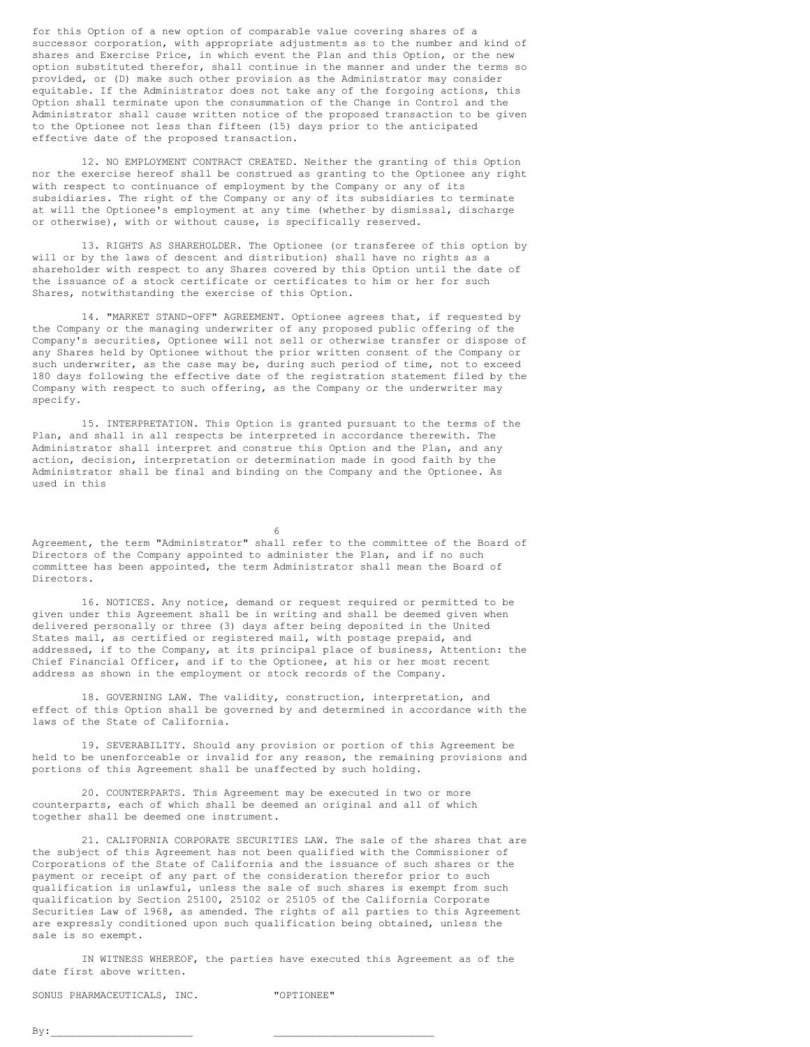for this Option of a new option of comparable value covering shares of a successor corporation, with appropriate adjustments as to the number and kind of shares and Exercise Price, in which event the Plan and this Option, or the new option substituted therefor, shall continue in the manner and under the terms so provided, or (D) make such other provision as the Administrator may consider equitable. If the Administrator does not take any of the forgoing actions, this Option shall terminate upon the consummation of the Change in Control and the Administrator shall cause written notice of the proposed transaction to be given to the Optionee not less than fifteen (15) days prior to the anticipated effective date of the proposed transaction.

12. NO EMPLOYMENT CONTRACT CREATED. Neither the granting of this Option nor the exercise hereof shall be construed as granting to the Optionee any right with respect to continuance of employment by the Company or any of its subsidiaries. The right of the Company or any of its subsidiaries to terminate at will the Optionee's employment at any time (whether by dismissal, discharge or otherwise), with or without cause, is specifically reserved.

13. RIGHTS AS SHAREHOLDER. The Optionee (or transferee of this option by will or by the laws of descent and distribution) shall have no rights as a shareholder with respect to any Shares covered by this Option until the date of the issuance of a stock certificate or certificates to him or her for such Shares, notwithstanding the exercise of this Option.

14. "MARKET STAND-OFF" AGREEMENT. Optionee agrees that, if requested by the Company or the managing underwriter of any proposed public offering of the Company's securities, Optionee will not sell or otherwise transfer or dispose of any Shares held by Optionee without the prior written consent of the Company or such underwriter, as the case may be, during such period of time, not to exceed 180 days following the effective date of the registration statement filed by the Company with respect to such offering, as the Company or the underwriter may specify.

15. INTERPRETATION. This Option is granted pursuant to the terms of the Plan, and shall in all respects be interpreted in accordance therewith. The Administrator shall interpret and construe this Option and the Plan, and any action, decision, interpretation or determination made in good faith by the Administrator shall be final and binding on the Company and the Optionee. As used in this Agreement, the term "Administrator" shall refer to the committee of the Board of Directors of the Company appointed to administer the Plan, and if no such committee has been appointed, the term Administrator shall mean the Board of Directors.

16. NOTICES. Any notice, demand or request required or permitted to be given under this Agreement shall be in writing and shall be deemed given when delivered personally or three (3) days after being deposited in the United States mail, as certified or registered mail, with postage prepaid, and addressed, if to the Company, at its principal place of business, Attention: the Chief Financial Officer, and if to the Optionee, at his or her most recent address as shown in the employment or stock records of the Company.

18. GOVERNING LAW. The validity, construction, interpretation, and effect of this Option shall be governed by and determined in accordance with the laws of the State of California.

19. SEVERABILITY. Should any provision or portion of this Agreement be held to be unenforceable or invalid for any reason, the remaining provisions and portions of this Agreement shall be unaffected by such holding.

20. COUNTERPARTS. This Agreement may be executed in two or more counterparts, each of which shall be deemed an original and all of which together shall be deemed one instrument.

21. CALIFORNIA CORPORATE SECURITIES LAW. The sale of the shares that are the subject of this Agreement has not been qualified with the Commissioner of Corporations of the State of California and the issuance of such shares or the payment or receipt of any part of the consideration therefor prior to such qualification is unlawful, unless the sale of such shares is exempt from such qualification by Section 25100, 25102 or 25105 of the California Corporate Securities Law of 1968, as amended. The rights of all parties to this Agreement are expressly conditioned upon such qualification being obtained, unless the sale is so exempt.

IN WITNESS WHEREOF, the parties have executed this Agreement as of the date first above written.

SONUS PHARMACEUTICALS, INC. "OPTIONEE"

By:______________________ ________________________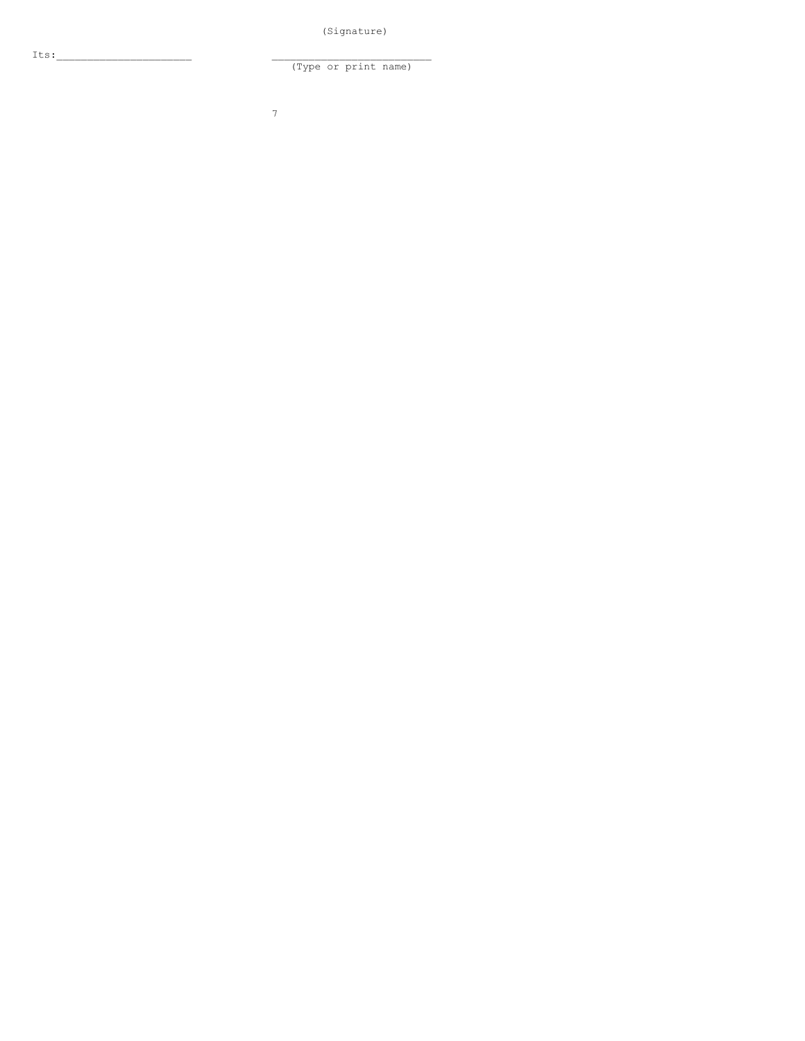(Signature)

Its:_____________________ _________________________
(Type or print name)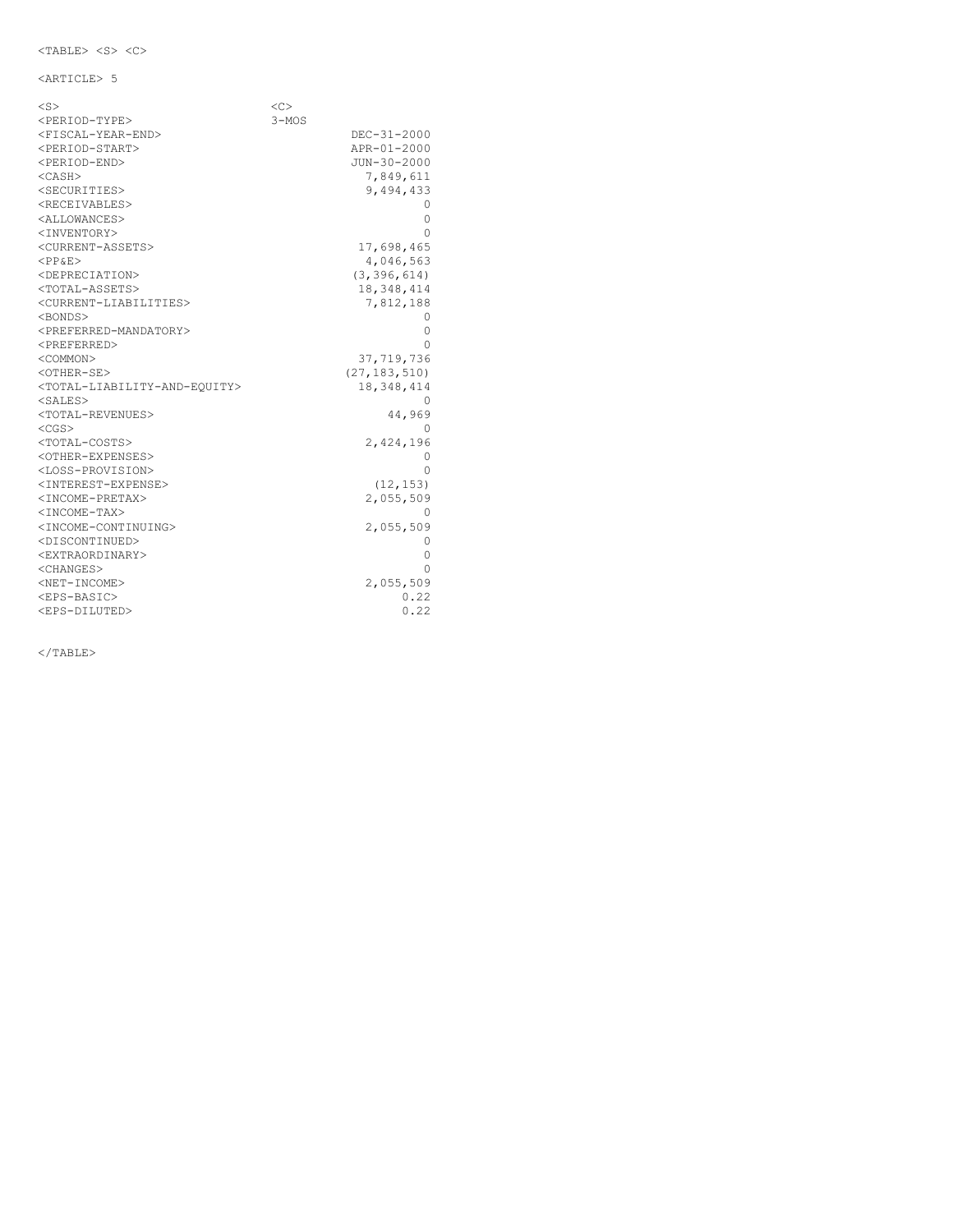<TABLE> <S> <C>

<ARTICLE> 5

| <S> | <C> |
|---|---|
| <PERIOD-TYPE> | 3-MOS |
| <FISCAL-YEAR-END> | DEC-31-2000 |
| <PERIOD-START> | APR-01-2000 |
| <PERIOD-END> | JUN-30-2000 |
| <CASH> | 7,849,611 |
| <SECURITIES> | 9,494,433 |
| <RECEIVABLES> | 0 |
| <ALLOWANCES> | 0 |
| <INVENTORY> | 0 |
| <CURRENT-ASSETS> | 17,698,465 |
| <PP&E> | 4,046,563 |
| <DEPRECIATION> | (3,396,614) |
| <TOTAL-ASSETS> | 18,348,414 |
| <CURRENT-LIABILITIES> | 7,812,188 |
| <BONDS> | 0 |
| <PREFERRED-MANDATORY> | 0 |
| <PREFERRED> | 0 |
| <COMMON> | 37,719,736 |
| <OTHER-SE> | (27,183,510) |
| <TOTAL-LIABILITY-AND-EQUITY> | 18,348,414 |
| <SALES> | 0 |
| <TOTAL-REVENUES> | 44,969 |
| <CGS> | 0 |
| <TOTAL-COSTS> | 2,424,196 |
| <OTHER-EXPENSES> | 0 |
| <LOSS-PROVISION> | 0 |
| <INTEREST-EXPENSE> | (12,153) |
| <INCOME-PRETAX> | 2,055,509 |
| <INCOME-TAX> | 0 |
| <INCOME-CONTINUING> | 2,055,509 |
| <DISCONTINUED> | 0 |
| <EXTRAORDINARY> | 0 |
| <CHANGES> | 0 |
| <NET-INCOME> | 2,055,509 |
| <EPS-BASIC> | 0.22 |
| <EPS-DILUTED> | 0.22 |

</TABLE>